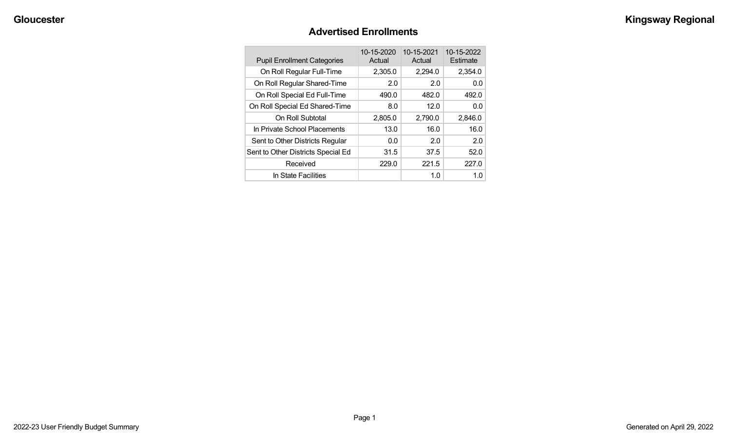# Advertised Enrollments

| Pupil Enrollment Categories | 10-15-2020 Actual | 10-15-2021 Actual | 10-15-2022 Estimate |
|---|---|---|---|
| On Roll Regular Full-Time | 2,305.0 | 2,294.0 | 2,354.0 |
| On Roll Regular Shared-Time | 2.0 | 2.0 | 0.0 |
| On Roll Special Ed Full-Time | 490.0 | 482.0 | 492.0 |
| On Roll Special Ed Shared-Time | 8.0 | 12.0 | 0.0 |
| On Roll Subtotal | 2,805.0 | 2,790.0 | 2,846.0 |
| In Private School Placements | 13.0 | 16.0 | 16.0 |
| Sent to Other Districts Regular | 0.0 | 2.0 | 2.0 |
| Sent to Other Districts Special Ed | 31.5 | 37.5 | 52.0 |
| Received | 229.0 | 221.5 | 227.0 |
| In State Facilities | | 1.0 | 1.0 |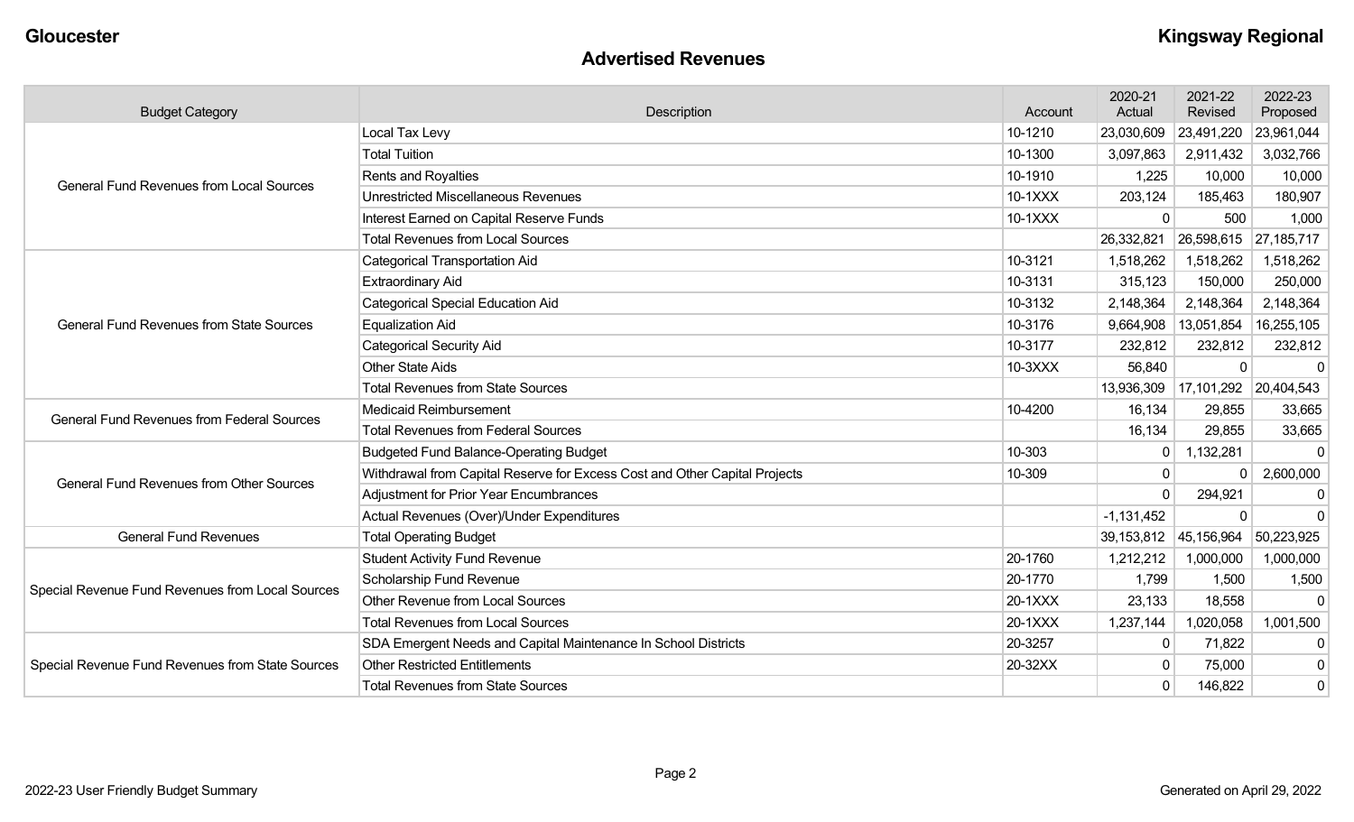## Advertised Revenues

| Budget Category | Description | Account | 2020-21 Actual | 2021-22 Revised | 2022-23 Proposed |
|---|---|---|---|---|---|
| General Fund Revenues from Local Sources | Local Tax Levy | 10-1210 | 23,030,609 | 23,491,220 | 23,961,044 |
| | Total Tuition | 10-1300 | 3,097,863 | 2,911,432 | 3,032,766 |
| | Rents and Royalties | 10-1910 | 1,225 | 10,000 | 10,000 |
| | Unrestricted Miscellaneous Revenues | 10-1XXX | 203,124 | 185,463 | 180,907 |
| | Interest Earned on Capital Reserve Funds | 10-1XXX | 0 | 500 | 1,000 |
| | Total Revenues from Local Sources | | 26,332,821 | 26,598,615 | 27,185,717 |
| General Fund Revenues from State Sources | Categorical Transportation Aid | 10-3121 | 1,518,262 | 1,518,262 | 1,518,262 |
| | Extraordinary Aid | 10-3131 | 315,123 | 150,000 | 250,000 |
| | Categorical Special Education Aid | 10-3132 | 2,148,364 | 2,148,364 | 2,148,364 |
| | Equalization Aid | 10-3176 | 9,664,908 | 13,051,854 | 16,255,105 |
| | Categorical Security Aid | 10-3177 | 232,812 | 232,812 | 232,812 |
| | Other State Aids | 10-3XXX | 56,840 | 0 | 0 |
| | Total Revenues from State Sources | | 13,936,309 | 17,101,292 | 20,404,543 |
| General Fund Revenues from Federal Sources | Medicaid Reimbursement | 10-4200 | 16,134 | 29,855 | 33,665 |
| | Total Revenues from Federal Sources | | 16,134 | 29,855 | 33,665 |
| General Fund Revenues from Other Sources | Budgeted Fund Balance-Operating Budget | 10-303 | 0 | 1,132,281 | 0 |
| | Withdrawal from Capital Reserve for Excess Cost and Other Capital Projects | 10-309 | 0 | 0 | 2,600,000 |
| | Adjustment for Prior Year Encumbrances | | 0 | 294,921 | 0 |
| | Actual Revenues (Over)/Under Expenditures | | -1,131,452 | 0 | 0 |
| General Fund Revenues | Total Operating Budget | | 39,153,812 | 45,156,964 | 50,223,925 |
| Special Revenue Fund Revenues from Local Sources | Student Activity Fund Revenue | 20-1760 | 1,212,212 | 1,000,000 | 1,000,000 |
| | Scholarship Fund Revenue | 20-1770 | 1,799 | 1,500 | 1,500 |
| | Other Revenue from Local Sources | 20-1XXX | 23,133 | 18,558 | 0 |
| | Total Revenues from Local Sources | 20-1XXX | 1,237,144 | 1,020,058 | 1,001,500 |
| Special Revenue Fund Revenues from State Sources | SDA Emergent Needs and Capital Maintenance In School Districts | 20-3257 | 0 | 71,822 | 0 |
| | Other Restricted Entitlements | 20-32XX | 0 | 75,000 | 0 |
| | Total Revenues from State Sources | | 0 | 146,822 | 0 |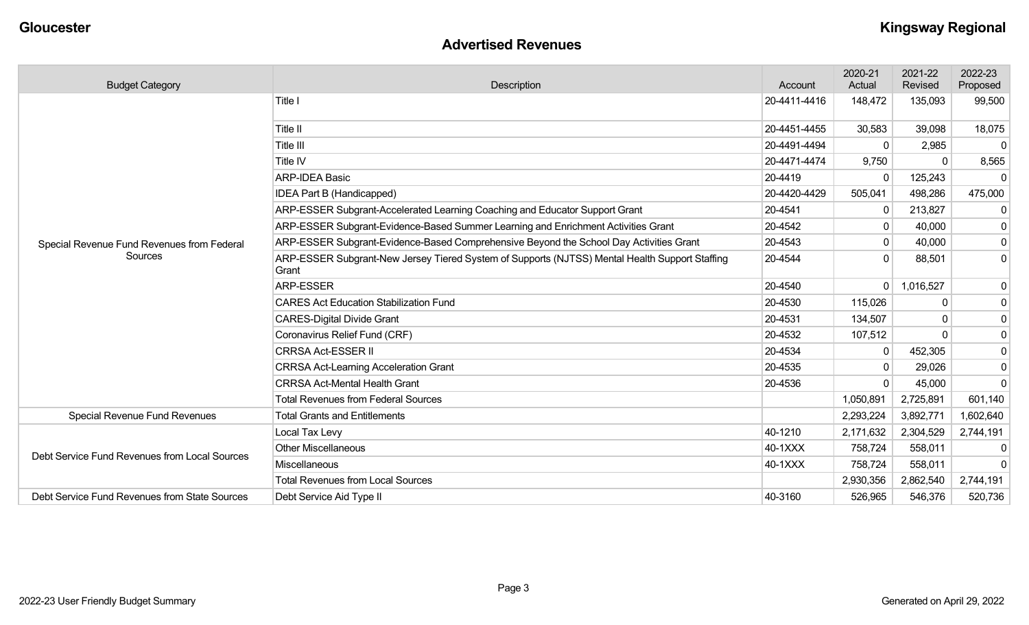## Advertised Revenues

| Budget Category | Description | Account | 2020-21 Actual | 2021-22 Revised | 2022-23 Proposed |
|---|---|---|---|---|---|
| Special Revenue Fund Revenues from Federal Sources | Title I | 20-4411-4416 | 148,472 | 135,093 | 99,500 |
| | Title II | 20-4451-4455 | 30,583 | 39,098 | 18,075 |
| | Title III | 20-4491-4494 | 0 | 2,985 | 0 |
| | Title IV | 20-4471-4474 | 9,750 | 0 | 8,565 |
| | ARP-IDEA Basic | 20-4419 | 0 | 125,243 | 0 |
| | IDEA Part B (Handicapped) | 20-4420-4429 | 505,041 | 498,286 | 475,000 |
| | ARP-ESSER Subgrant-Accelerated Learning Coaching and Educator Support Grant | 20-4541 | 0 | 213,827 | 0 |
| | ARP-ESSER Subgrant-Evidence-Based Summer Learning and Enrichment Activities Grant | 20-4542 | 0 | 40,000 | 0 |
| | ARP-ESSER Subgrant-Evidence-Based Comprehensive Beyond the School Day Activities Grant | 20-4543 | 0 | 40,000 | 0 |
| | ARP-ESSER Subgrant-New Jersey Tiered System of Supports (NJTSS) Mental Health Support Staffing Grant | 20-4544 | 0 | 88,501 | 0 |
| | ARP-ESSER | 20-4540 | 0 | 1,016,527 | 0 |
| | CARES Act Education Stabilization Fund | 20-4530 | 115,026 | 0 | 0 |
| | CARES-Digital Divide Grant | 20-4531 | 134,507 | 0 | 0 |
| | Coronavirus Relief Fund (CRF) | 20-4532 | 107,512 | 0 | 0 |
| | CRRSA Act-ESSER II | 20-4534 | 0 | 452,305 | 0 |
| | CRRSA Act-Learning Acceleration Grant | 20-4535 | 0 | 29,026 | 0 |
| | CRRSA Act-Mental Health Grant | 20-4536 | 0 | 45,000 | 0 |
| | Total Revenues from Federal Sources | | 1,050,891 | 2,725,891 | 601,140 |
| Special Revenue Fund Revenues | Total Grants and Entitlements | | 2,293,224 | 3,892,771 | 1,602,640 |
| Debt Service Fund Revenues from Local Sources | Local Tax Levy | 40-1210 | 2,171,632 | 2,304,529 | 2,744,191 |
| | Other Miscellaneous | 40-1XXX | 758,724 | 558,011 | 0 |
| | Miscellaneous | 40-1XXX | 758,724 | 558,011 | 0 |
| | Total Revenues from Local Sources | | 2,930,356 | 2,862,540 | 2,744,191 |
| Debt Service Fund Revenues from State Sources | Debt Service Aid Type II | 40-3160 | 526,965 | 546,376 | 520,736 |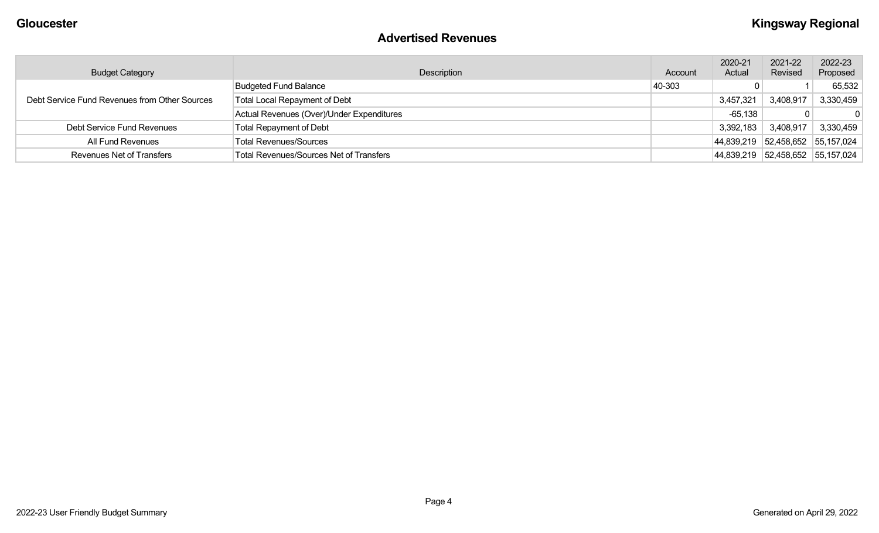# Advertised Revenues

| Budget Category | Description | Account | 2020-21 Actual | 2021-22 Revised | 2022-23 Proposed |
|---|---|---|---|---|---|
| Debt Service Fund Revenues from Other Sources | Budgeted Fund Balance | 40-303 | 0 | 1 | 65,532 |
| | Total Local Repayment of Debt | | 3,457,321 | 3,408,917 | 3,330,459 |
| | Actual Revenues (Over)/Under Expenditures | | -65,138 | 0 | 0 |
| Debt Service Fund Revenues | Total Repayment of Debt | | 3,392,183 | 3,408,917 | 3,330,459 |
| All Fund Revenues | Total Revenues/Sources | | 44,839,219 | 52,458,652 | 55,157,024 |
| Revenues Net of Transfers | Total Revenues/Sources Net of Transfers | | 44,839,219 | 52,458,652 | 55,157,024 |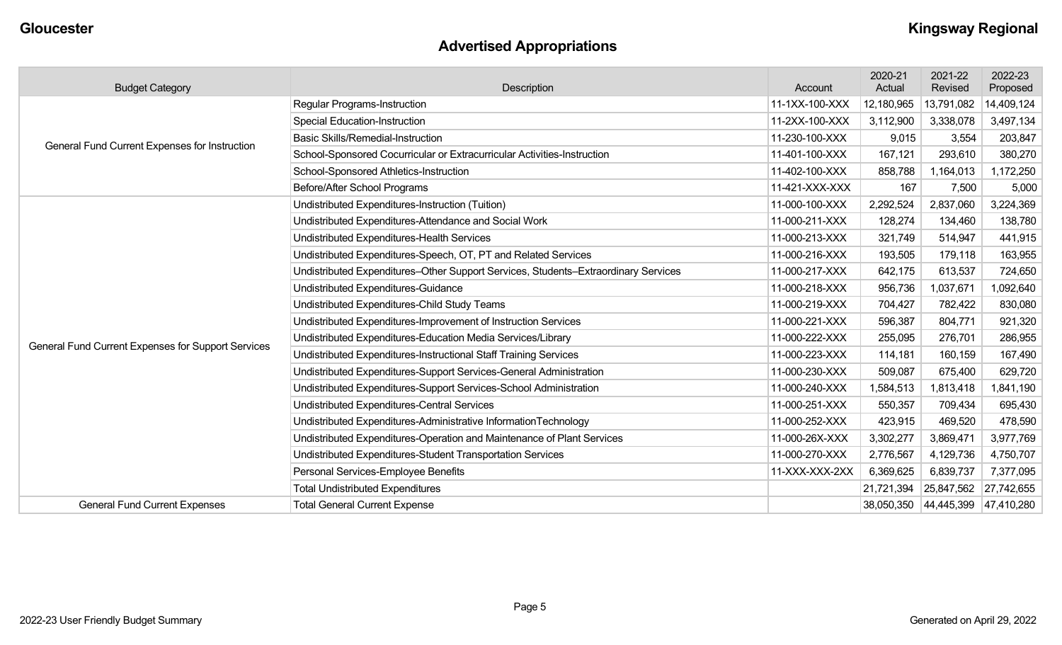Gloucester | Kingsway Regional

# Advertised Appropriations

| Budget Category | Description | Account | 2020-21 Actual | 2021-22 Revised | 2022-23 Proposed |
|---|---|---|---|---|---|
| General Fund Current Expenses for Instruction | Regular Programs-Instruction | 11-1XX-100-XXX | 12,180,965 | 13,791,082 | 14,409,124 |
| | Special Education-Instruction | 11-2XX-100-XXX | 3,112,900 | 3,338,078 | 3,497,134 |
| | Basic Skills/Remedial-Instruction | 11-230-100-XXX | 9,015 | 3,554 | 203,847 |
| | School-Sponsored Cocurricular or Extracurricular Activities-Instruction | 11-401-100-XXX | 167,121 | 293,610 | 380,270 |
| | School-Sponsored Athletics-Instruction | 11-402-100-XXX | 858,788 | 1,164,013 | 1,172,250 |
| | Before/After School Programs | 11-421-XXX-XXX | 167 | 7,500 | 5,000 |
| General Fund Current Expenses for Support Services | Undistributed Expenditures-Instruction (Tuition) | 11-000-100-XXX | 2,292,524 | 2,837,060 | 3,224,369 |
| | Undistributed Expenditures-Attendance and Social Work | 11-000-211-XXX | 128,274 | 134,460 | 138,780 |
| | Undistributed Expenditures-Health Services | 11-000-213-XXX | 321,749 | 514,947 | 441,915 |
| | Undistributed Expenditures-Speech, OT, PT and Related Services | 11-000-216-XXX | 193,505 | 179,118 | 163,955 |
| | Undistributed Expenditures–Other Support Services, Students–Extraordinary Services | 11-000-217-XXX | 642,175 | 613,537 | 724,650 |
| | Undistributed Expenditures-Guidance | 11-000-218-XXX | 956,736 | 1,037,671 | 1,092,640 |
| | Undistributed Expenditures-Child Study Teams | 11-000-219-XXX | 704,427 | 782,422 | 830,080 |
| | Undistributed Expenditures-Improvement of Instruction Services | 11-000-221-XXX | 596,387 | 804,771 | 921,320 |
| | Undistributed Expenditures-Education Media Services/Library | 11-000-222-XXX | 255,095 | 276,701 | 286,955 |
| | Undistributed Expenditures-Instructional Staff Training Services | 11-000-223-XXX | 114,181 | 160,159 | 167,490 |
| | Undistributed Expenditures-Support Services-General Administration | 11-000-230-XXX | 509,087 | 675,400 | 629,720 |
| | Undistributed Expenditures-Support Services-School Administration | 11-000-240-XXX | 1,584,513 | 1,813,418 | 1,841,190 |
| | Undistributed Expenditures-Central Services | 11-000-251-XXX | 550,357 | 709,434 | 695,430 |
| | Undistributed Expenditures-Administrative InformationTechnology | 11-000-252-XXX | 423,915 | 469,520 | 478,590 |
| | Undistributed Expenditures-Operation and Maintenance of Plant Services | 11-000-26X-XXX | 3,302,277 | 3,869,471 | 3,977,769 |
| | Undistributed Expenditures-Student Transportation Services | 11-000-270-XXX | 2,776,567 | 4,129,736 | 4,750,707 |
| | Personal Services-Employee Benefits | 11-XXX-XXX-2XX | 6,369,625 | 6,839,737 | 7,377,095 |
| | Total Undistributed Expenditures | | 21,721,394 | 25,847,562 | 27,742,655 |
| General Fund Current Expenses | Total General Current Expense | | 38,050,350 | 44,445,399 | 47,410,280 |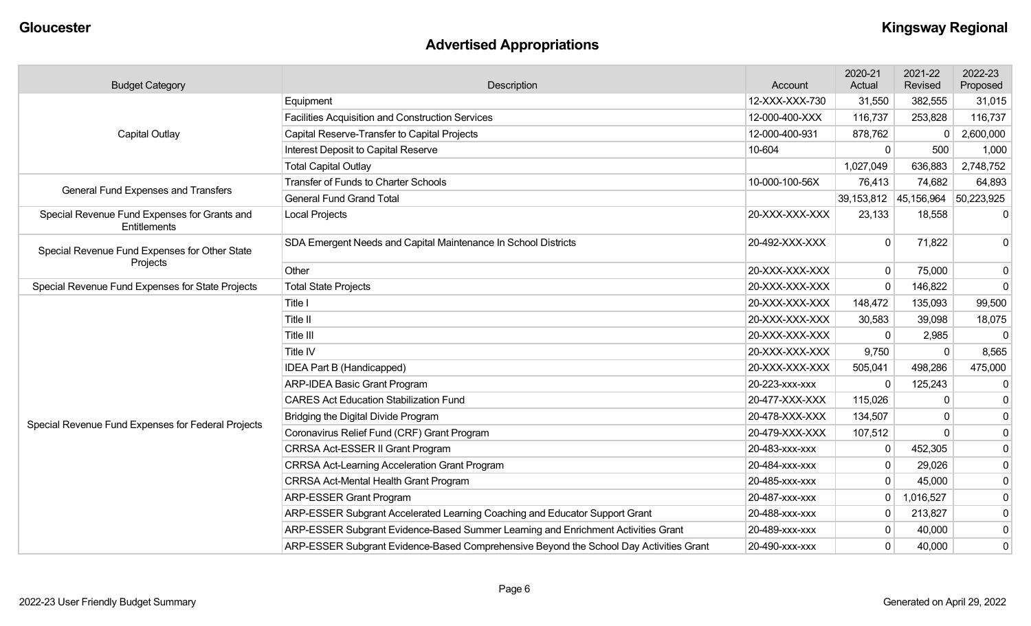## Advertised Appropriations

| Budget Category | Description | Account | 2020-21 Actual | 2021-22 Revised | 2022-23 Proposed |
|---|---|---|---|---|---|
| Capital Outlay | Equipment | 12-XXX-XXX-730 | 31,550 | 382,555 | 31,015 |
| | Facilities Acquisition and Construction Services | 12-000-400-XXX | 116,737 | 253,828 | 116,737 |
| | Capital Reserve-Transfer to Capital Projects | 12-000-400-931 | 878,762 | 0 | 2,600,000 |
| | Interest Deposit to Capital Reserve | 10-604 | 0 | 500 | 1,000 |
| | Total Capital Outlay | | 1,027,049 | 636,883 | 2,748,752 |
| General Fund Expenses and Transfers | Transfer of Funds to Charter Schools | 10-000-100-56X | 76,413 | 74,682 | 64,893 |
| | General Fund Grand Total | | 39,153,812 | 45,156,964 | 50,223,925 |
| Special Revenue Fund Expenses for Grants and Entitlements | Local Projects | 20-XXX-XXX-XXX | 23,133 | 18,558 | 0 |
| Special Revenue Fund Expenses for Other State Projects | SDA Emergent Needs and Capital Maintenance In School Districts | 20-492-XXX-XXX | 0 | 71,822 | 0 |
| | Other | 20-XXX-XXX-XXX | 0 | 75,000 | 0 |
| Special Revenue Fund Expenses for State Projects | Total State Projects | 20-XXX-XXX-XXX | 0 | 146,822 | 0 |
| Special Revenue Fund Expenses for Federal Projects | Title I | 20-XXX-XXX-XXX | 148,472 | 135,093 | 99,500 |
| | Title II | 20-XXX-XXX-XXX | 30,583 | 39,098 | 18,075 |
| | Title III | 20-XXX-XXX-XXX | 0 | 2,985 | 0 |
| | Title IV | 20-XXX-XXX-XXX | 9,750 | 0 | 8,565 |
| | IDEA Part B (Handicapped) | 20-XXX-XXX-XXX | 505,041 | 498,286 | 475,000 |
| | ARP-IDEA Basic Grant Program | 20-223-xxx-xxx | 0 | 125,243 | 0 |
| | CARES Act Education Stabilization Fund | 20-477-XXX-XXX | 115,026 | 0 | 0 |
| | Bridging the Digital Divide Program | 20-478-XXX-XXX | 134,507 | 0 | 0 |
| | Coronavirus Relief Fund (CRF) Grant Program | 20-479-XXX-XXX | 107,512 | 0 | 0 |
| | CRRSA Act-ESSER II Grant Program | 20-483-xxx-xxx | 0 | 452,305 | 0 |
| | CRRSA Act-Learning Acceleration Grant Program | 20-484-xxx-xxx | 0 | 29,026 | 0 |
| | CRRSA Act-Mental Health Grant Program | 20-485-xxx-xxx | 0 | 45,000 | 0 |
| | ARP-ESSER Grant Program | 20-487-xxx-xxx | 0 | 1,016,527 | 0 |
| | ARP-ESSER Subgrant Accelerated Learning Coaching and Educator Support Grant | 20-488-xxx-xxx | 0 | 213,827 | 0 |
| | ARP-ESSER Subgrant Evidence-Based Summer Learning and Enrichment Activities Grant | 20-489-xxx-xxx | 0 | 40,000 | 0 |
| | ARP-ESSER Subgrant Evidence-Based Comprehensive Beyond the School Day Activities Grant | 20-490-xxx-xxx | 0 | 40,000 | 0 |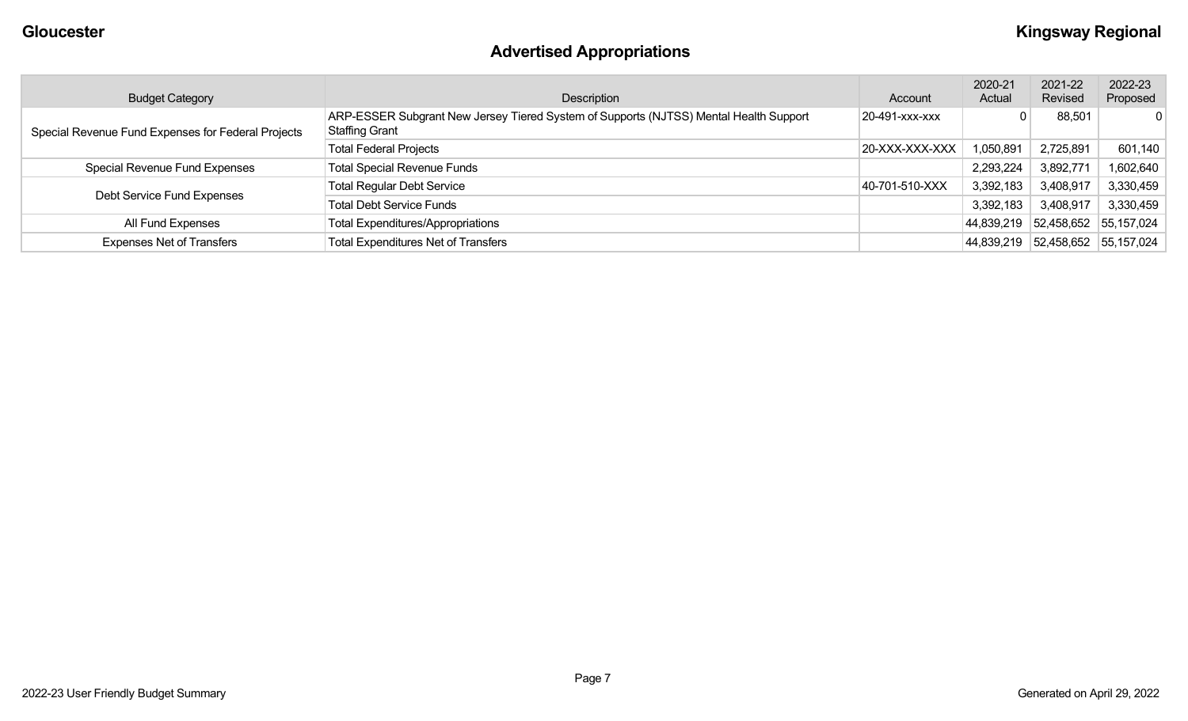## Advertised Appropriations

| Budget Category | Description | Account | 2020-21 Actual | 2021-22 Revised | 2022-23 Proposed |
| --- | --- | --- | --- | --- | --- |
| Special Revenue Fund Expenses for Federal Projects | ARP-ESSER Subgrant New Jersey Tiered System of Supports (NJTSS) Mental Health Support Staffing Grant | 20-491-xxx-xxx | 0 | 88,501 | 0 |
| | Total Federal Projects | 20-XXX-XXX-XXX | 1,050,891 | 2,725,891 | 601,140 |
| Special Revenue Fund Expenses | Total Special Revenue Funds | | 2,293,224 | 3,892,771 | 1,602,640 |
| Debt Service Fund Expenses | Total Regular Debt Service | 40-701-510-XXX | 3,392,183 | 3,408,917 | 3,330,459 |
| | Total Debt Service Funds | | 3,392,183 | 3,408,917 | 3,330,459 |
| All Fund Expenses | Total Expenditures/Appropriations | | 44,839,219 | 52,458,652 | 55,157,024 |
| Expenses Net of Transfers | Total Expenditures Net of Transfers | | 44,839,219 | 52,458,652 | 55,157,024 |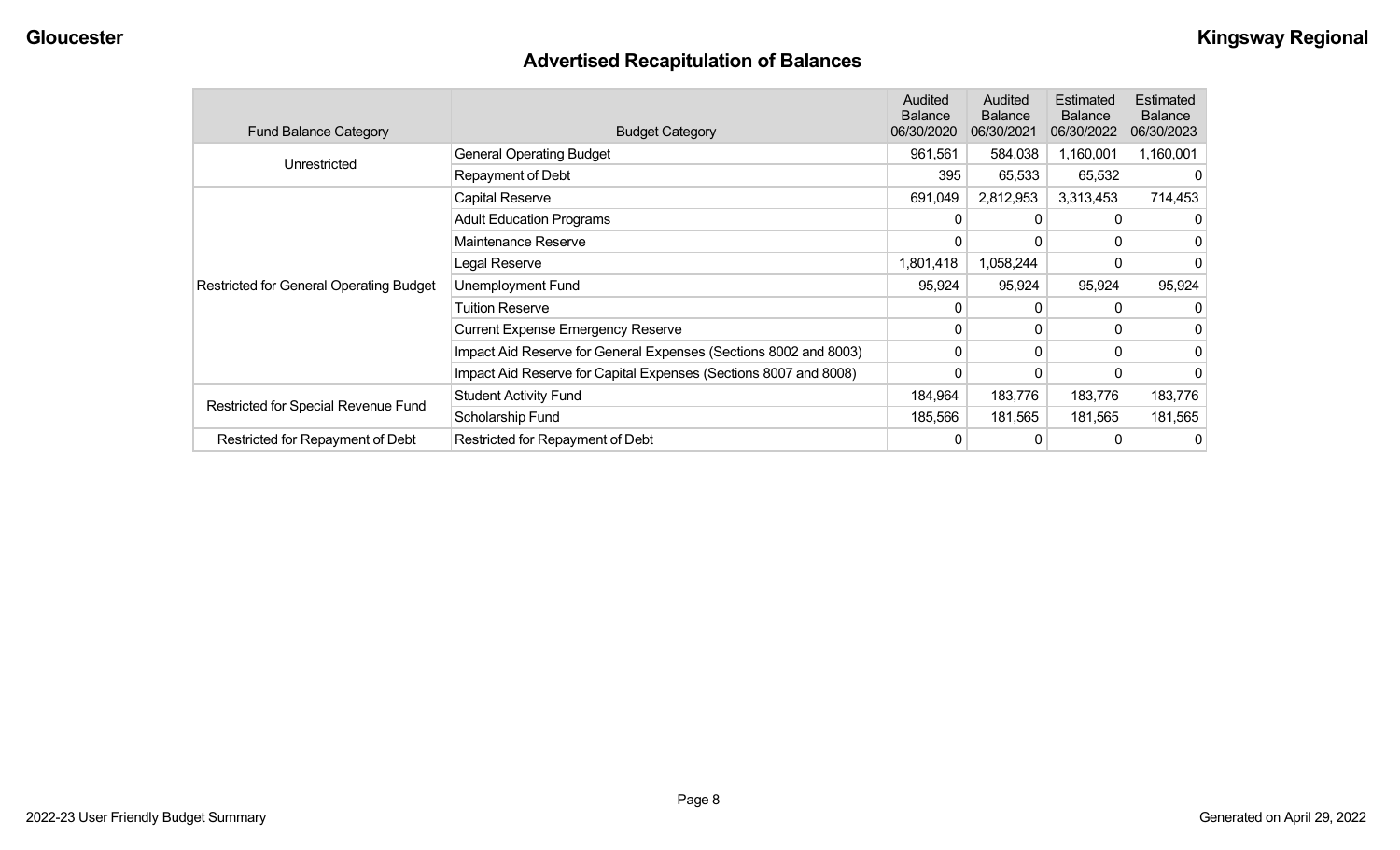## Advertised Recapitulation of Balances

| Fund Balance Category | Budget Category | Audited Balance 06/30/2020 | Audited Balance 06/30/2021 | Estimated Balance 06/30/2022 | Estimated Balance 06/30/2023 |
|---|---|---|---|---|---|
| Unrestricted | General Operating Budget | 961,561 | 584,038 | 1,160,001 | 1,160,001 |
| | Repayment of Debt | 395 | 65,533 | 65,532 | 0 |
| Restricted for General Operating Budget | Capital Reserve | 691,049 | 2,812,953 | 3,313,453 | 714,453 |
| | Adult Education Programs | 0 | 0 | 0 | 0 |
| | Maintenance Reserve | 0 | 0 | 0 | 0 |
| | Legal Reserve | 1,801,418 | 1,058,244 | 0 | 0 |
| | Unemployment Fund | 95,924 | 95,924 | 95,924 | 95,924 |
| | Tuition Reserve | 0 | 0 | 0 | 0 |
| | Current Expense Emergency Reserve | 0 | 0 | 0 | 0 |
| | Impact Aid Reserve for General Expenses (Sections 8002 and 8003) | 0 | 0 | 0 | 0 |
| | Impact Aid Reserve for Capital Expenses (Sections 8007 and 8008) | 0 | 0 | 0 | 0 |
| Restricted for Special Revenue Fund | Student Activity Fund | 184,964 | 183,776 | 183,776 | 183,776 |
| | Scholarship Fund | 185,566 | 181,565 | 181,565 | 181,565 |
| Restricted for Repayment of Debt | Restricted for Repayment of Debt | 0 | 0 | 0 | 0 |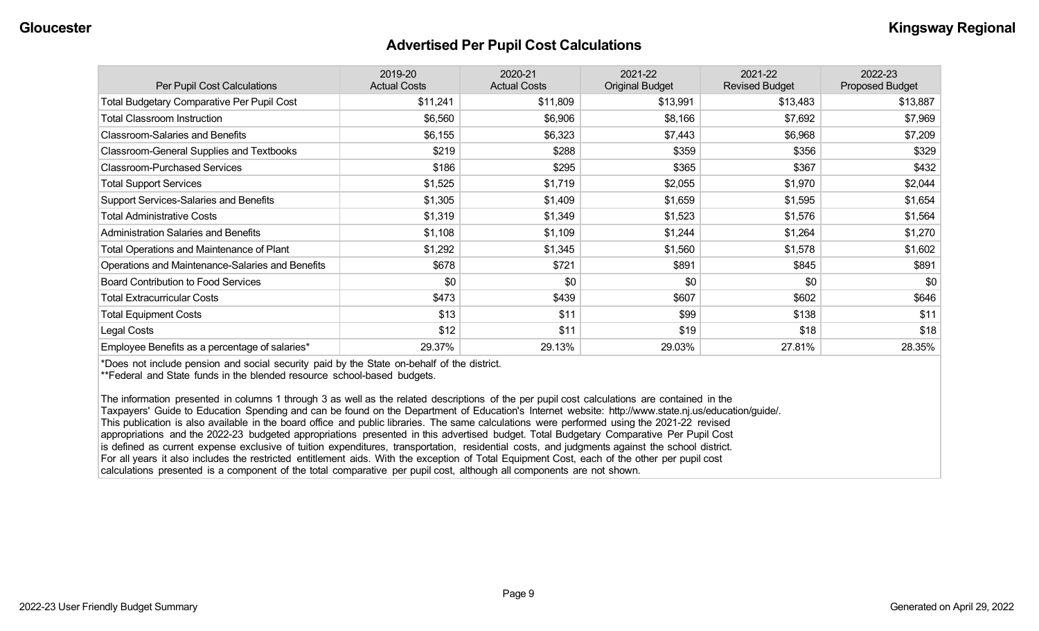## Advertised Per Pupil Cost Calculations

| Per Pupil Cost Calculations | 2019-20 Actual Costs | 2020-21 Actual Costs | 2021-22 Original Budget | 2021-22 Revised Budget | 2022-23 Proposed Budget |
|---|---|---|---|---|---|
| Total Budgetary Comparative Per Pupil Cost | $11,241 | $11,809 | $13,991 | $13,483 | $13,887 |
| Total Classroom Instruction | $6,560 | $6,906 | $8,166 | $7,692 | $7,969 |
| Classroom-Salaries and Benefits | $6,155 | $6,323 | $7,443 | $6,968 | $7,209 |
| Classroom-General Supplies and Textbooks | $219 | $288 | $359 | $356 | $329 |
| Classroom-Purchased Services | $186 | $295 | $365 | $367 | $432 |
| Total Support Services | $1,525 | $1,719 | $2,055 | $1,970 | $2,044 |
| Support Services-Salaries and Benefits | $1,305 | $1,409 | $1,659 | $1,595 | $1,654 |
| Total Administrative Costs | $1,319 | $1,349 | $1,523 | $1,576 | $1,564 |
| Administration Salaries and Benefits | $1,108 | $1,109 | $1,244 | $1,264 | $1,270 |
| Total Operations and Maintenance of Plant | $1,292 | $1,345 | $1,560 | $1,578 | $1,602 |
| Operations and Maintenance-Salaries and Benefits | $678 | $721 | $891 | $845 | $891 |
| Board Contribution to Food Services | $0 | $0 | $0 | $0 | $0 |
| Total Extracurricular Costs | $473 | $439 | $607 | $602 | $646 |
| Total Equipment Costs | $13 | $11 | $99 | $138 | $11 |
| Legal Costs | $12 | $11 | $19 | $18 | $18 |
| Employee Benefits as a percentage of salaries* | 29.37% | 29.13% | 29.03% | 27.81% | 28.35% |

*Does not include pension and social security paid by the State on-behalf of the district.
**Federal and State funds in the blended resource school-based budgets.

The information presented in columns 1 through 3 as well as the related descriptions of the per pupil cost calculations are contained in the Taxpayers' Guide to Education Spending and can be found on the Department of Education's Internet website: http://www.state.nj.us/education/guide/. This publication is also available in the board office and public libraries. The same calculations were performed using the 2021-22 revised appropriations and the 2022-23 budgeted appropriations presented in this advertised budget. Total Budgetary Comparative Per Pupil Cost is defined as current expense exclusive of tuition expenditures, transportation, residential costs, and judgments against the school district. For all years it also includes the restricted entitlement aids. With the exception of Total Equipment Cost, each of the other per pupil cost calculations presented is a component of the total comparative per pupil cost, although all components are not shown.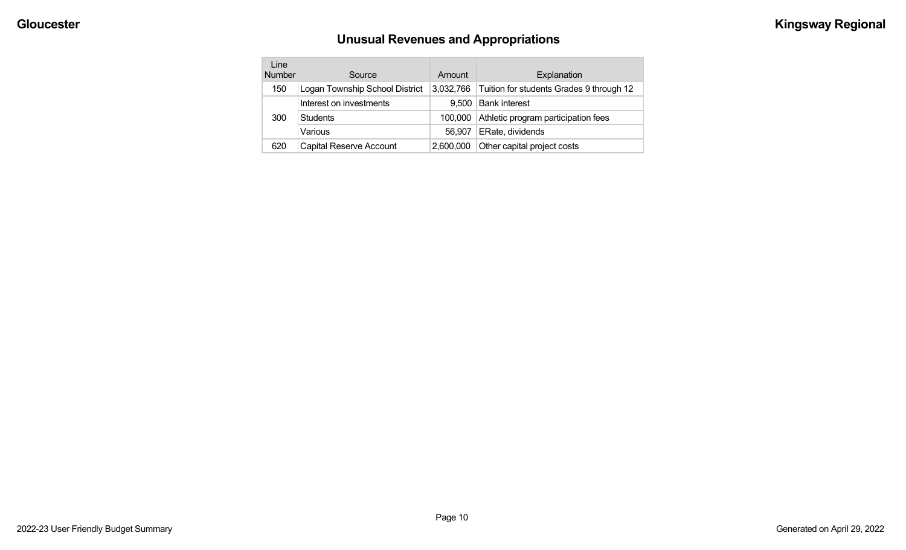Gloucester

Kingsway Regional

## Unusual Revenues and Appropriations

| Line Number | Source | Amount | Explanation |
|---|---|---|---|
| 150 | Logan Township School District | 3,032,766 | Tuition for students Grades 9 through 12 |
| 300 | Interest on investments | 9,500 | Bank interest |
| | Students | 100,000 | Athletic program participation fees |
| | Various | 56,907 | ERate, dividends |
| 620 | Capital Reserve Account | 2,600,000 | Other capital project costs |

2022-23 User Friendly Budget Summary

Generated on April 29, 2022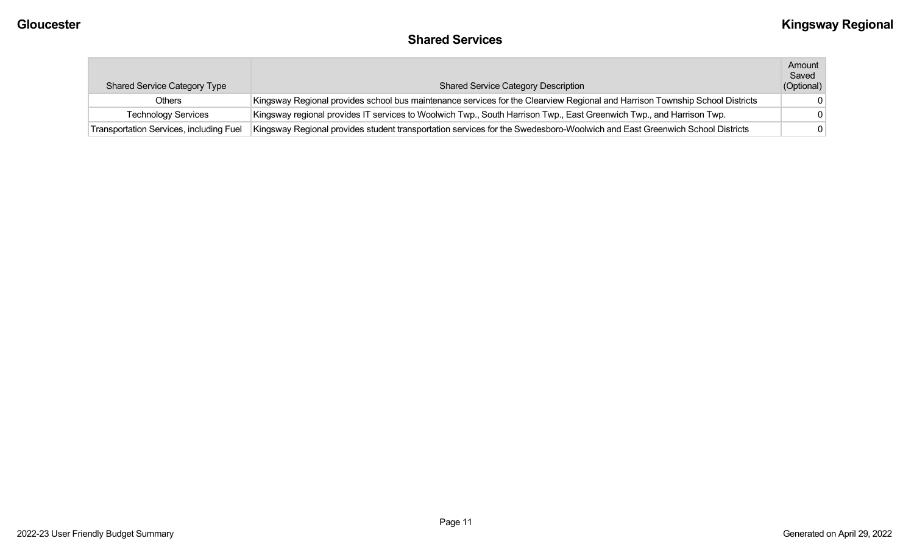## Shared Services

| Shared Service Category Type | Shared Service Category Description | Amount Saved (Optional) |
|---|---|---|
| Others | Kingsway Regional provides school bus maintenance services for the Clearview Regional and Harrison Township School Districts | 0 |
| Technology Services | Kingsway regional provides IT services to Woolwich Twp., South Harrison Twp., East Greenwich Twp., and Harrison Twp. | 0 |
| Transportation Services, including Fuel | Kingsway Regional provides student transportation services for the Swedesboro-Woolwich and East Greenwich School Districts | 0 |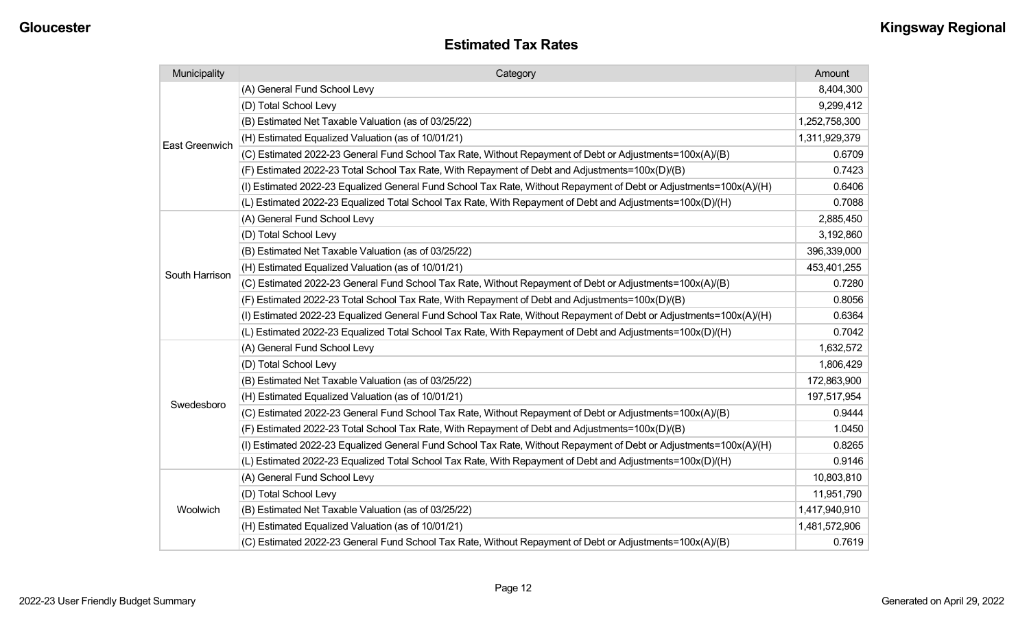## Estimated Tax Rates

| Municipality | Category | Amount |
|---|---|---|
| East Greenwich | (A) General Fund School Levy | 8,404,300 |
| | (D) Total School Levy | 9,299,412 |
| | (B) Estimated Net Taxable Valuation (as of 03/25/22) | 1,252,758,300 |
| | (H) Estimated Equalized Valuation (as of 10/01/21) | 1,311,929,379 |
| | (C) Estimated 2022-23 General Fund School Tax Rate, Without Repayment of Debt or Adjustments=100x(A)/(B) | 0.6709 |
| | (F) Estimated 2022-23 Total School Tax Rate, With Repayment of Debt and Adjustments=100x(D)/(B) | 0.7423 |
| | (I) Estimated 2022-23 Equalized General Fund School Tax Rate, Without Repayment of Debt or Adjustments=100x(A)/(H) | 0.6406 |
| | (L) Estimated 2022-23 Equalized Total School Tax Rate, With Repayment of Debt and Adjustments=100x(D)/(H) | 0.7088 |
| South Harrison | (A) General Fund School Levy | 2,885,450 |
| | (D) Total School Levy | 3,192,860 |
| | (B) Estimated Net Taxable Valuation (as of 03/25/22) | 396,339,000 |
| | (H) Estimated Equalized Valuation (as of 10/01/21) | 453,401,255 |
| | (C) Estimated 2022-23 General Fund School Tax Rate, Without Repayment of Debt or Adjustments=100x(A)/(B) | 0.7280 |
| | (F) Estimated 2022-23 Total School Tax Rate, With Repayment of Debt and Adjustments=100x(D)/(B) | 0.8056 |
| | (I) Estimated 2022-23 Equalized General Fund School Tax Rate, Without Repayment of Debt or Adjustments=100x(A)/(H) | 0.6364 |
| | (L) Estimated 2022-23 Equalized Total School Tax Rate, With Repayment of Debt and Adjustments=100x(D)/(H) | 0.7042 |
| Swedesboro | (A) General Fund School Levy | 1,632,572 |
| | (D) Total School Levy | 1,806,429 |
| | (B) Estimated Net Taxable Valuation (as of 03/25/22) | 172,863,900 |
| | (H) Estimated Equalized Valuation (as of 10/01/21) | 197,517,954 |
| | (C) Estimated 2022-23 General Fund School Tax Rate, Without Repayment of Debt or Adjustments=100x(A)/(B) | 0.9444 |
| | (F) Estimated 2022-23 Total School Tax Rate, With Repayment of Debt and Adjustments=100x(D)/(B) | 1.0450 |
| | (I) Estimated 2022-23 Equalized General Fund School Tax Rate, Without Repayment of Debt or Adjustments=100x(A)/(H) | 0.8265 |
| | (L) Estimated 2022-23 Equalized Total School Tax Rate, With Repayment of Debt and Adjustments=100x(D)/(H) | 0.9146 |
| Woolwich | (A) General Fund School Levy | 10,803,810 |
| | (D) Total School Levy | 11,951,790 |
| | (B) Estimated Net Taxable Valuation (as of 03/25/22) | 1,417,940,910 |
| | (H) Estimated Equalized Valuation (as of 10/01/21) | 1,481,572,906 |
| | (C) Estimated 2022-23 General Fund School Tax Rate, Without Repayment of Debt or Adjustments=100x(A)/(B) | 0.7619 |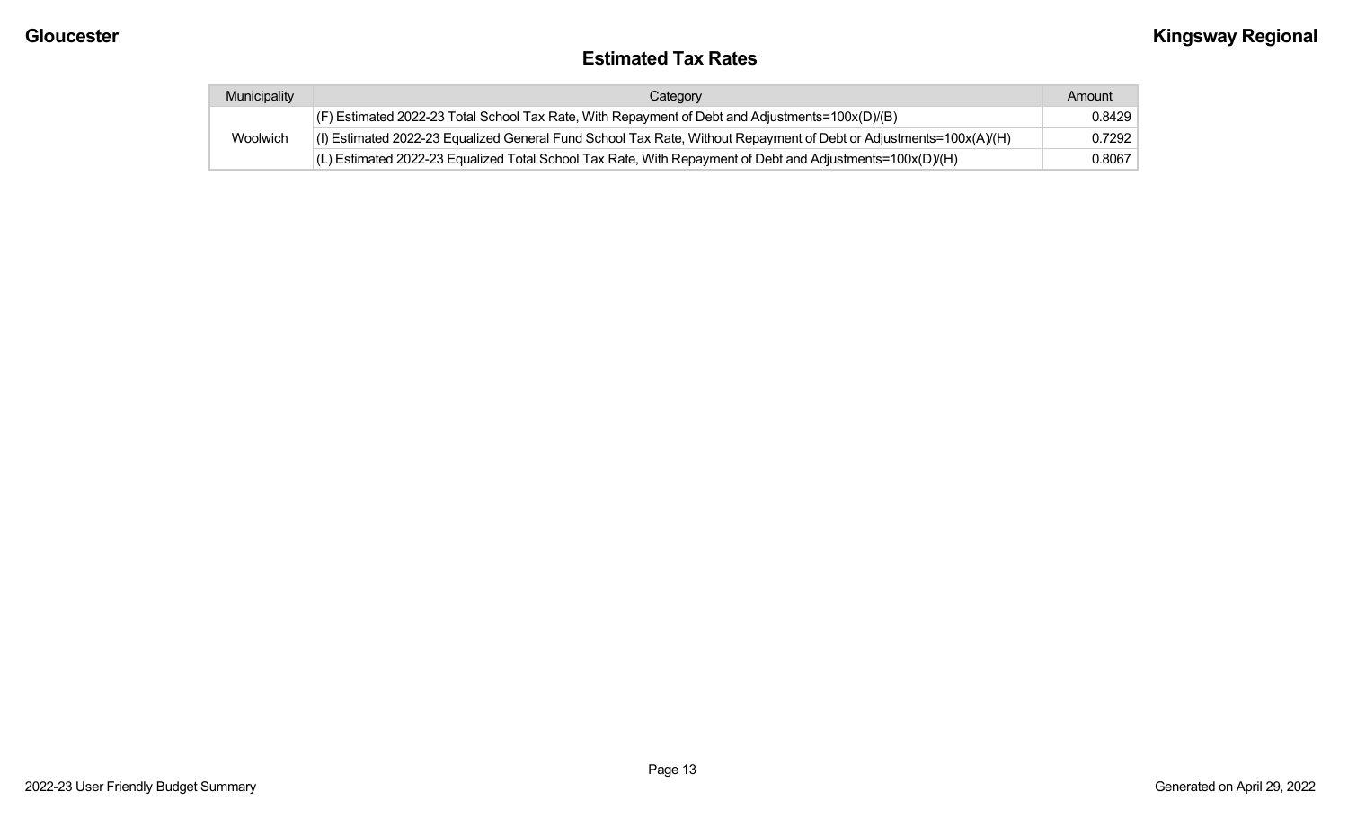## Estimated Tax Rates

| Municipality | Category | Amount |
|---|---|---|
| Woolwich | (F) Estimated 2022-23 Total School Tax Rate, With Repayment of Debt and Adjustments=100x(D)/(B) | 0.8429 |
| | (I) Estimated 2022-23 Equalized General Fund School Tax Rate, Without Repayment of Debt or Adjustments=100x(A)/(H) | 0.7292 |
| | (L) Estimated 2022-23 Equalized Total School Tax Rate, With Repayment of Debt and Adjustments=100x(D)/(H) | 0.8067 |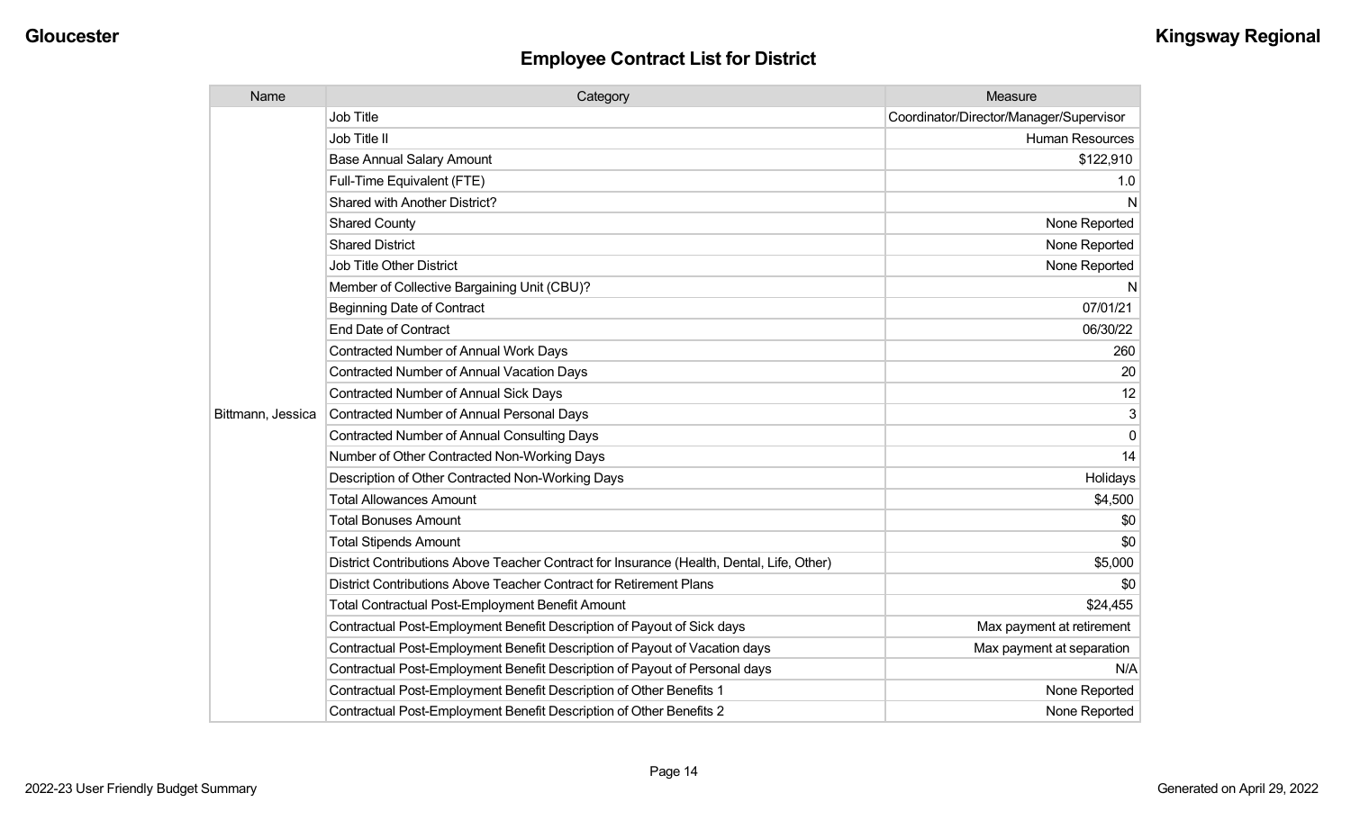# Employee Contract List for District

| Name | Category | Measure |
|---|---|---|
| Bittmann, Jessica | Job Title | Coordinator/Director/Manager/Supervisor |
| | Job Title II | Human Resources |
| | Base Annual Salary Amount | $122,910 |
| | Full-Time Equivalent (FTE) | 1.0 |
| | Shared with Another District? | N |
| | Shared County | None Reported |
| | Shared District | None Reported |
| | Job Title Other District | None Reported |
| | Member of Collective Bargaining Unit (CBU)? | N |
| | Beginning Date of Contract | 07/01/21 |
| | End Date of Contract | 06/30/22 |
| | Contracted Number of Annual Work Days | 260 |
| | Contracted Number of Annual Vacation Days | 20 |
| | Contracted Number of Annual Sick Days | 12 |
| | Contracted Number of Annual Personal Days | 3 |
| | Contracted Number of Annual Consulting Days | 0 |
| | Number of Other Contracted Non-Working Days | 14 |
| | Description of Other Contracted Non-Working Days | Holidays |
| | Total Allowances Amount | $4,500 |
| | Total Bonuses Amount | $0 |
| | Total Stipends Amount | $0 |
| | District Contributions Above Teacher Contract for Insurance (Health, Dental, Life, Other) | $5,000 |
| | District Contributions Above Teacher Contract for Retirement Plans | $0 |
| | Total Contractual Post-Employment Benefit Amount | $24,455 |
| | Contractual Post-Employment Benefit Description of Payout of Sick days | Max payment at retirement |
| | Contractual Post-Employment Benefit Description of Payout of Vacation days | Max payment at separation |
| | Contractual Post-Employment Benefit Description of Payout of Personal days | N/A |
| | Contractual Post-Employment Benefit Description of Other Benefits 1 | None Reported |
| | Contractual Post-Employment Benefit Description of Other Benefits 2 | None Reported |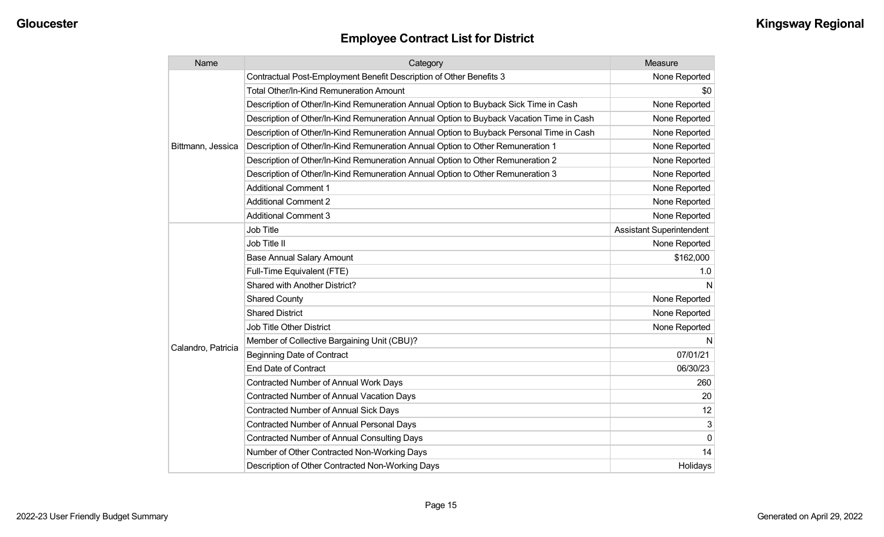## Employee Contract List for District

| Name | Category | Measure |
|---|---|---|
| Bittmann, Jessica | Contractual Post-Employment Benefit Description of Other Benefits 3 | None Reported |
| | Total Other/In-Kind Remuneration Amount | $0 |
| | Description of Other/In-Kind Remuneration Annual Option to Buyback Sick Time in Cash | None Reported |
| | Description of Other/In-Kind Remuneration Annual Option to Buyback Vacation Time in Cash | None Reported |
| | Description of Other/In-Kind Remuneration Annual Option to Buyback Personal Time in Cash | None Reported |
| | Description of Other/In-Kind Remuneration Annual Option to Other Remuneration 1 | None Reported |
| | Description of Other/In-Kind Remuneration Annual Option to Other Remuneration 2 | None Reported |
| | Description of Other/In-Kind Remuneration Annual Option to Other Remuneration 3 | None Reported |
| | Additional Comment 1 | None Reported |
| | Additional Comment 2 | None Reported |
| | Additional Comment 3 | None Reported |
| Calandro, Patricia | Job Title | Assistant Superintendent |
| | Job Title II | None Reported |
| | Base Annual Salary Amount | $162,000 |
| | Full-Time Equivalent (FTE) | 1.0 |
| | Shared with Another District? | N |
| | Shared County | None Reported |
| | Shared District | None Reported |
| | Job Title Other District | None Reported |
| | Member of Collective Bargaining Unit (CBU)? | N |
| | Beginning Date of Contract | 07/01/21 |
| | End Date of Contract | 06/30/23 |
| | Contracted Number of Annual Work Days | 260 |
| | Contracted Number of Annual Vacation Days | 20 |
| | Contracted Number of Annual Sick Days | 12 |
| | Contracted Number of Annual Personal Days | 3 |
| | Contracted Number of Annual Consulting Days | 0 |
| | Number of Other Contracted Non-Working Days | 14 |
| | Description of Other Contracted Non-Working Days | Holidays |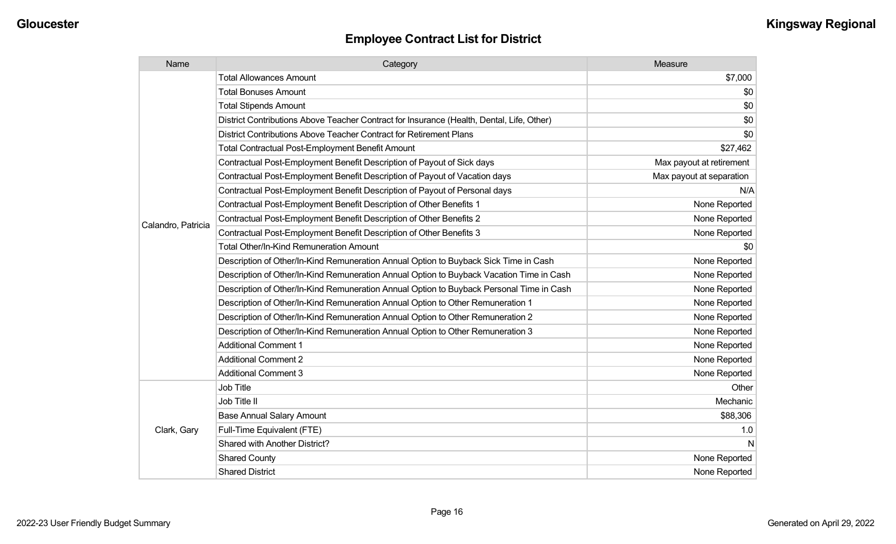## Employee Contract List for District

| Name | Category | Measure |
|---|---|---|
| Calandro, Patricia | Total Allowances Amount | $7,000 |
| | Total Bonuses Amount | $0 |
| | Total Stipends Amount | $0 |
| | District Contributions Above Teacher Contract for Insurance (Health, Dental, Life, Other) | $0 |
| | District Contributions Above Teacher Contract for Retirement Plans | $0 |
| | Total Contractual Post-Employment Benefit Amount | $27,462 |
| | Contractual Post-Employment Benefit Description of Payout of Sick days | Max payout at retirement |
| | Contractual Post-Employment Benefit Description of Payout of Vacation days | Max payout at separation |
| | Contractual Post-Employment Benefit Description of Payout of Personal days | N/A |
| | Contractual Post-Employment Benefit Description of Other Benefits 1 | None Reported |
| | Contractual Post-Employment Benefit Description of Other Benefits 2 | None Reported |
| | Contractual Post-Employment Benefit Description of Other Benefits 3 | None Reported |
| | Total Other/In-Kind Remuneration Amount | $0 |
| | Description of Other/In-Kind Remuneration Annual Option to Buyback Sick Time in Cash | None Reported |
| | Description of Other/In-Kind Remuneration Annual Option to Buyback Vacation Time in Cash | None Reported |
| | Description of Other/In-Kind Remuneration Annual Option to Buyback Personal Time in Cash | None Reported |
| | Description of Other/In-Kind Remuneration Annual Option to Other Remuneration 1 | None Reported |
| | Description of Other/In-Kind Remuneration Annual Option to Other Remuneration 2 | None Reported |
| | Description of Other/In-Kind Remuneration Annual Option to Other Remuneration 3 | None Reported |
| | Additional Comment 1 | None Reported |
| | Additional Comment 2 | None Reported |
| | Additional Comment 3 | None Reported |
| Clark, Gary | Job Title | Other |
| | Job Title II | Mechanic |
| | Base Annual Salary Amount | $88,306 |
| | Full-Time Equivalent (FTE) | 1.0 |
| | Shared with Another District? | N |
| | Shared County | None Reported |
| | Shared District | None Reported |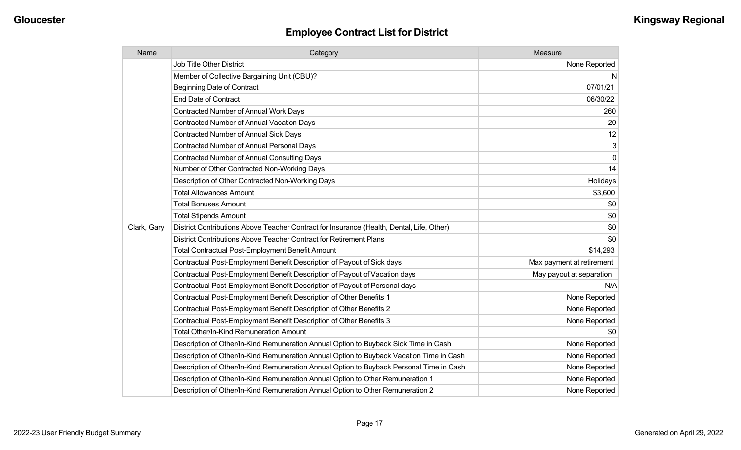## Employee Contract List for District

| Name | Category | Measure |
|---|---|---|
| Clark, Gary | Job Title Other District | None Reported |
| | Member of Collective Bargaining Unit (CBU)? | N |
| | Beginning Date of Contract | 07/01/21 |
| | End Date of Contract | 06/30/22 |
| | Contracted Number of Annual Work Days | 260 |
| | Contracted Number of Annual Vacation Days | 20 |
| | Contracted Number of Annual Sick Days | 12 |
| | Contracted Number of Annual Personal Days | 3 |
| | Contracted Number of Annual Consulting Days | 0 |
| | Number of Other Contracted Non-Working Days | 14 |
| | Description of Other Contracted Non-Working Days | Holidays |
| | Total Allowances Amount | $3,600 |
| | Total Bonuses Amount | $0 |
| | Total Stipends Amount | $0 |
| | District Contributions Above Teacher Contract for Insurance (Health, Dental, Life, Other) | $0 |
| | District Contributions Above Teacher Contract for Retirement Plans | $0 |
| | Total Contractual Post-Employment Benefit Amount | $14,293 |
| | Contractual Post-Employment Benefit Description of Payout of Sick days | Max payment at retirement |
| | Contractual Post-Employment Benefit Description of Payout of Vacation days | May payout at separation |
| | Contractual Post-Employment Benefit Description of Payout of Personal days | N/A |
| | Contractual Post-Employment Benefit Description of Other Benefits 1 | None Reported |
| | Contractual Post-Employment Benefit Description of Other Benefits 2 | None Reported |
| | Contractual Post-Employment Benefit Description of Other Benefits 3 | None Reported |
| | Total Other/In-Kind Remuneration Amount | $0 |
| | Description of Other/In-Kind Remuneration Annual Option to Buyback Sick Time in Cash | None Reported |
| | Description of Other/In-Kind Remuneration Annual Option to Buyback Vacation Time in Cash | None Reported |
| | Description of Other/In-Kind Remuneration Annual Option to Buyback Personal Time in Cash | None Reported |
| | Description of Other/In-Kind Remuneration Annual Option to Other Remuneration 1 | None Reported |
| | Description of Other/In-Kind Remuneration Annual Option to Other Remuneration 2 | None Reported |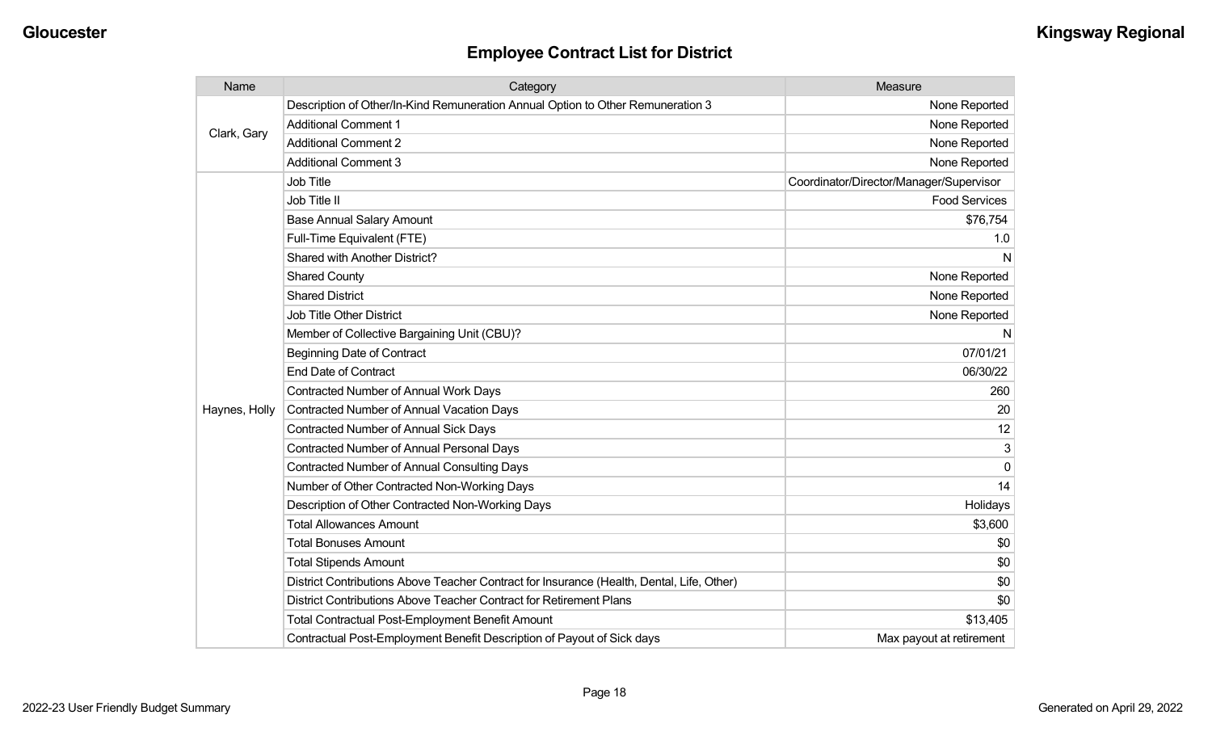## Employee Contract List for District

| Name | Category | Measure |
|---|---|---|
| Clark, Gary | Description of Other/In-Kind Remuneration Annual Option to Other Remuneration 3 | None Reported |
| | Additional Comment 1 | None Reported |
| | Additional Comment 2 | None Reported |
| | Additional Comment 3 | None Reported |
| Haynes, Holly | Job Title | Coordinator/Director/Manager/Supervisor |
| | Job Title II | Food Services |
| | Base Annual Salary Amount | $76,754 |
| | Full-Time Equivalent (FTE) | 1.0 |
| | Shared with Another District? | N |
| | Shared County | None Reported |
| | Shared District | None Reported |
| | Job Title Other District | None Reported |
| | Member of Collective Bargaining Unit (CBU)? | N |
| | Beginning Date of Contract | 07/01/21 |
| | End Date of Contract | 06/30/22 |
| | Contracted Number of Annual Work Days | 260 |
| | Contracted Number of Annual Vacation Days | 20 |
| | Contracted Number of Annual Sick Days | 12 |
| | Contracted Number of Annual Personal Days | 3 |
| | Contracted Number of Annual Consulting Days | 0 |
| | Number of Other Contracted Non-Working Days | 14 |
| | Description of Other Contracted Non-Working Days | Holidays |
| | Total Allowances Amount | $3,600 |
| | Total Bonuses Amount | $0 |
| | Total Stipends Amount | $0 |
| | District Contributions Above Teacher Contract for Insurance (Health, Dental, Life, Other) | $0 |
| | District Contributions Above Teacher Contract for Retirement Plans | $0 |
| | Total Contractual Post-Employment Benefit Amount | $13,405 |
| | Contractual Post-Employment Benefit Description of Payout of Sick days | Max payout at retirement |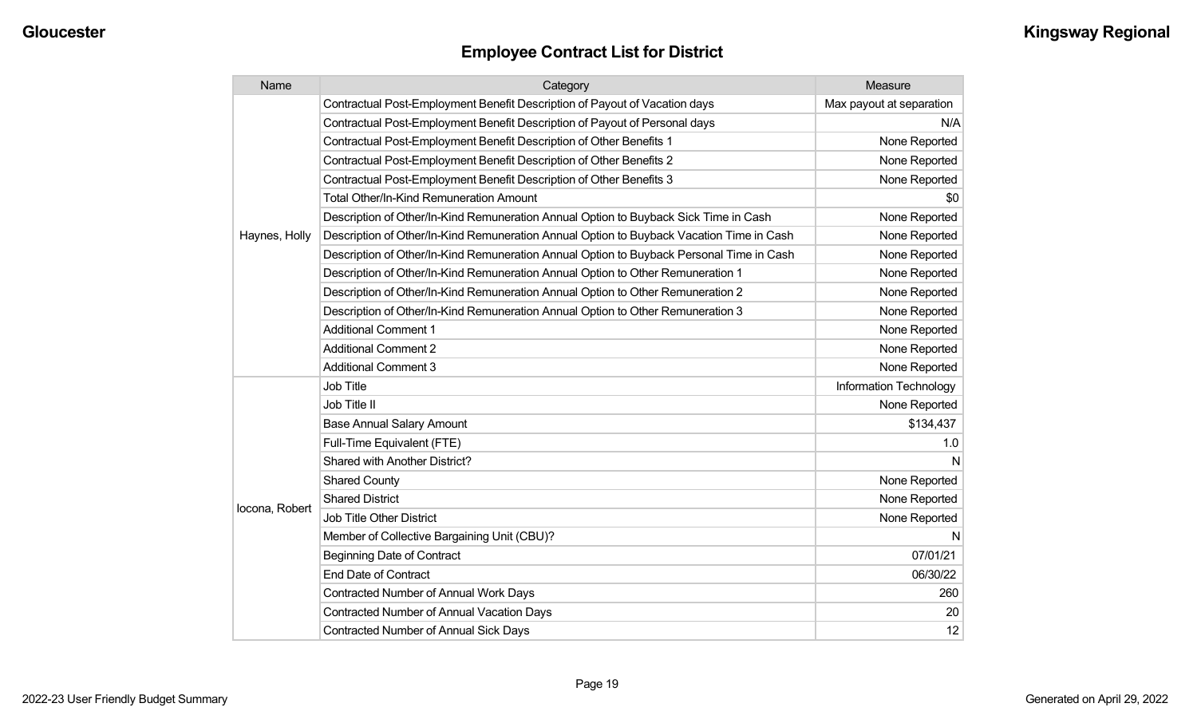## Employee Contract List for District

| Name | Category | Measure |
|---|---|---|
| Haynes, Holly | Contractual Post-Employment Benefit Description of Payout of Vacation days | Max payout at separation |
| | Contractual Post-Employment Benefit Description of Payout of Personal days | N/A |
| | Contractual Post-Employment Benefit Description of Other Benefits 1 | None Reported |
| | Contractual Post-Employment Benefit Description of Other Benefits 2 | None Reported |
| | Contractual Post-Employment Benefit Description of Other Benefits 3 | None Reported |
| | Total Other/In-Kind Remuneration Amount | $0 |
| | Description of Other/In-Kind Remuneration Annual Option to Buyback Sick Time in Cash | None Reported |
| | Description of Other/In-Kind Remuneration Annual Option to Buyback Vacation Time in Cash | None Reported |
| | Description of Other/In-Kind Remuneration Annual Option to Buyback Personal Time in Cash | None Reported |
| | Description of Other/In-Kind Remuneration Annual Option to Other Remuneration 1 | None Reported |
| | Description of Other/In-Kind Remuneration Annual Option to Other Remuneration 2 | None Reported |
| | Description of Other/In-Kind Remuneration Annual Option to Other Remuneration 3 | None Reported |
| | Additional Comment 1 | None Reported |
| | Additional Comment 2 | None Reported |
| | Additional Comment 3 | None Reported |
| Iocona, Robert | Job Title | Information Technology |
| | Job Title II | None Reported |
| | Base Annual Salary Amount | $134,437 |
| | Full-Time Equivalent (FTE) | 1.0 |
| | Shared with Another District? | N |
| | Shared County | None Reported |
| | Shared District | None Reported |
| | Job Title Other District | None Reported |
| | Member of Collective Bargaining Unit (CBU)? | N |
| | Beginning Date of Contract | 07/01/21 |
| | End Date of Contract | 06/30/22 |
| | Contracted Number of Annual Work Days | 260 |
| | Contracted Number of Annual Vacation Days | 20 |
| | Contracted Number of Annual Sick Days | 12 |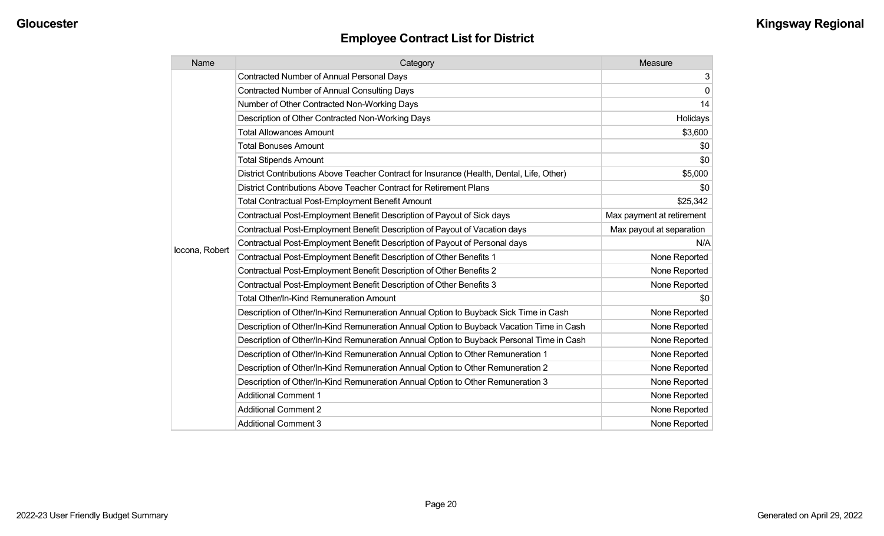# Employee Contract List for District

| Name | Category | Measure |
|---|---|---|
| Iocona, Robert | Contracted Number of Annual Personal Days | 3 |
| | Contracted Number of Annual Consulting Days | 0 |
| | Number of Other Contracted Non-Working Days | 14 |
| | Description of Other Contracted Non-Working Days | Holidays |
| | Total Allowances Amount | $3,600 |
| | Total Bonuses Amount | $0 |
| | Total Stipends Amount | $0 |
| | District Contributions Above Teacher Contract for Insurance (Health, Dental, Life, Other) | $5,000 |
| | District Contributions Above Teacher Contract for Retirement Plans | $0 |
| | Total Contractual Post-Employment Benefit Amount | $25,342 |
| | Contractual Post-Employment Benefit Description of Payout of Sick days | Max payment at retirement |
| | Contractual Post-Employment Benefit Description of Payout of Vacation days | Max payout at separation |
| | Contractual Post-Employment Benefit Description of Payout of Personal days | N/A |
| | Contractual Post-Employment Benefit Description of Other Benefits 1 | None Reported |
| | Contractual Post-Employment Benefit Description of Other Benefits 2 | None Reported |
| | Contractual Post-Employment Benefit Description of Other Benefits 3 | None Reported |
| | Total Other/In-Kind Remuneration Amount | $0 |
| | Description of Other/In-Kind Remuneration Annual Option to Buyback Sick Time in Cash | None Reported |
| | Description of Other/In-Kind Remuneration Annual Option to Buyback Vacation Time in Cash | None Reported |
| | Description of Other/In-Kind Remuneration Annual Option to Buyback Personal Time in Cash | None Reported |
| | Description of Other/In-Kind Remuneration Annual Option to Other Remuneration 1 | None Reported |
| | Description of Other/In-Kind Remuneration Annual Option to Other Remuneration 2 | None Reported |
| | Description of Other/In-Kind Remuneration Annual Option to Other Remuneration 3 | None Reported |
| | Additional Comment 1 | None Reported |
| | Additional Comment 2 | None Reported |
| | Additional Comment 3 | None Reported |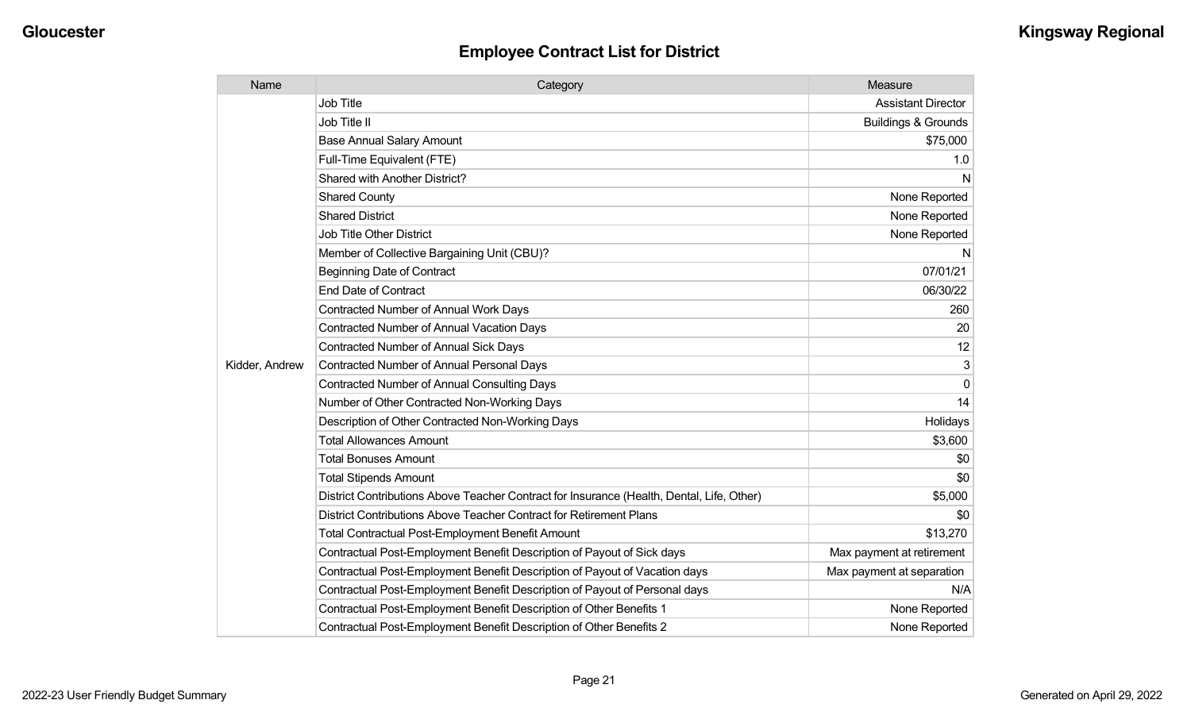## Employee Contract List for District

| Name | Category | Measure |
|---|---|---|
| Kidder, Andrew | Job Title | Assistant Director |
| | Job Title II | Buildings & Grounds |
| | Base Annual Salary Amount | $75,000 |
| | Full-Time Equivalent (FTE) | 1.0 |
| | Shared with Another District? | N |
| | Shared County | None Reported |
| | Shared District | None Reported |
| | Job Title Other District | None Reported |
| | Member of Collective Bargaining Unit (CBU)? | N |
| | Beginning Date of Contract | 07/01/21 |
| | End Date of Contract | 06/30/22 |
| | Contracted Number of Annual Work Days | 260 |
| | Contracted Number of Annual Vacation Days | 20 |
| | Contracted Number of Annual Sick Days | 12 |
| | Contracted Number of Annual Personal Days | 3 |
| | Contracted Number of Annual Consulting Days | 0 |
| | Number of Other Contracted Non-Working Days | 14 |
| | Description of Other Contracted Non-Working Days | Holidays |
| | Total Allowances Amount | $3,600 |
| | Total Bonuses Amount | $0 |
| | Total Stipends Amount | $0 |
| | District Contributions Above Teacher Contract for Insurance (Health, Dental, Life, Other) | $5,000 |
| | District Contributions Above Teacher Contract for Retirement Plans | $0 |
| | Total Contractual Post-Employment Benefit Amount | $13,270 |
| | Contractual Post-Employment Benefit Description of Payout of Sick days | Max payment at retirement |
| | Contractual Post-Employment Benefit Description of Payout of Vacation days | Max payment at separation |
| | Contractual Post-Employment Benefit Description of Payout of Personal days | N/A |
| | Contractual Post-Employment Benefit Description of Other Benefits 1 | None Reported |
| | Contractual Post-Employment Benefit Description of Other Benefits 2 | None Reported |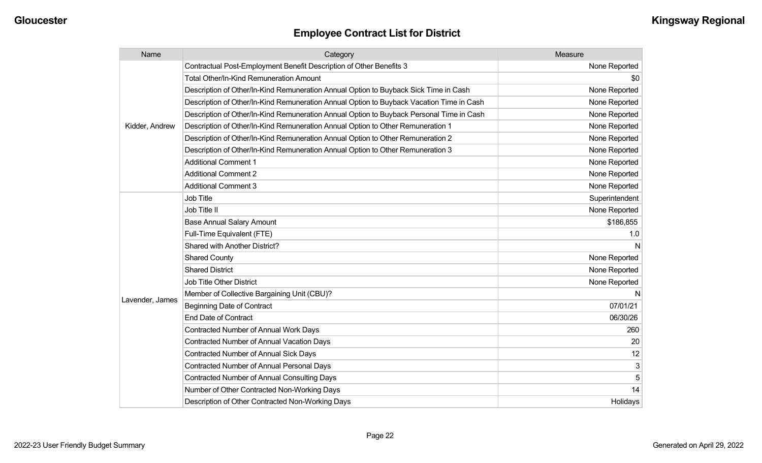## Employee Contract List for District

| Name | Category | Measure |
|---|---|---|
| Kidder, Andrew | Contractual Post-Employment Benefit Description of Other Benefits 3 | None Reported |
| | Total Other/In-Kind Remuneration Amount | $0 |
| | Description of Other/In-Kind Remuneration Annual Option to Buyback Sick Time in Cash | None Reported |
| | Description of Other/In-Kind Remuneration Annual Option to Buyback Vacation Time in Cash | None Reported |
| | Description of Other/In-Kind Remuneration Annual Option to Buyback Personal Time in Cash | None Reported |
| | Description of Other/In-Kind Remuneration Annual Option to Other Remuneration 1 | None Reported |
| | Description of Other/In-Kind Remuneration Annual Option to Other Remuneration 2 | None Reported |
| | Description of Other/In-Kind Remuneration Annual Option to Other Remuneration 3 | None Reported |
| | Additional Comment 1 | None Reported |
| | Additional Comment 2 | None Reported |
| | Additional Comment 3 | None Reported |
| Lavender, James | Job Title | Superintendent |
| | Job Title II | None Reported |
| | Base Annual Salary Amount | $186,855 |
| | Full-Time Equivalent (FTE) | 1.0 |
| | Shared with Another District? | N |
| | Shared County | None Reported |
| | Shared District | None Reported |
| | Job Title Other District | None Reported |
| | Member of Collective Bargaining Unit (CBU)? | N |
| | Beginning Date of Contract | 07/01/21 |
| | End Date of Contract | 06/30/26 |
| | Contracted Number of Annual Work Days | 260 |
| | Contracted Number of Annual Vacation Days | 20 |
| | Contracted Number of Annual Sick Days | 12 |
| | Contracted Number of Annual Personal Days | 3 |
| | Contracted Number of Annual Consulting Days | 5 |
| | Number of Other Contracted Non-Working Days | 14 |
| | Description of Other Contracted Non-Working Days | Holidays |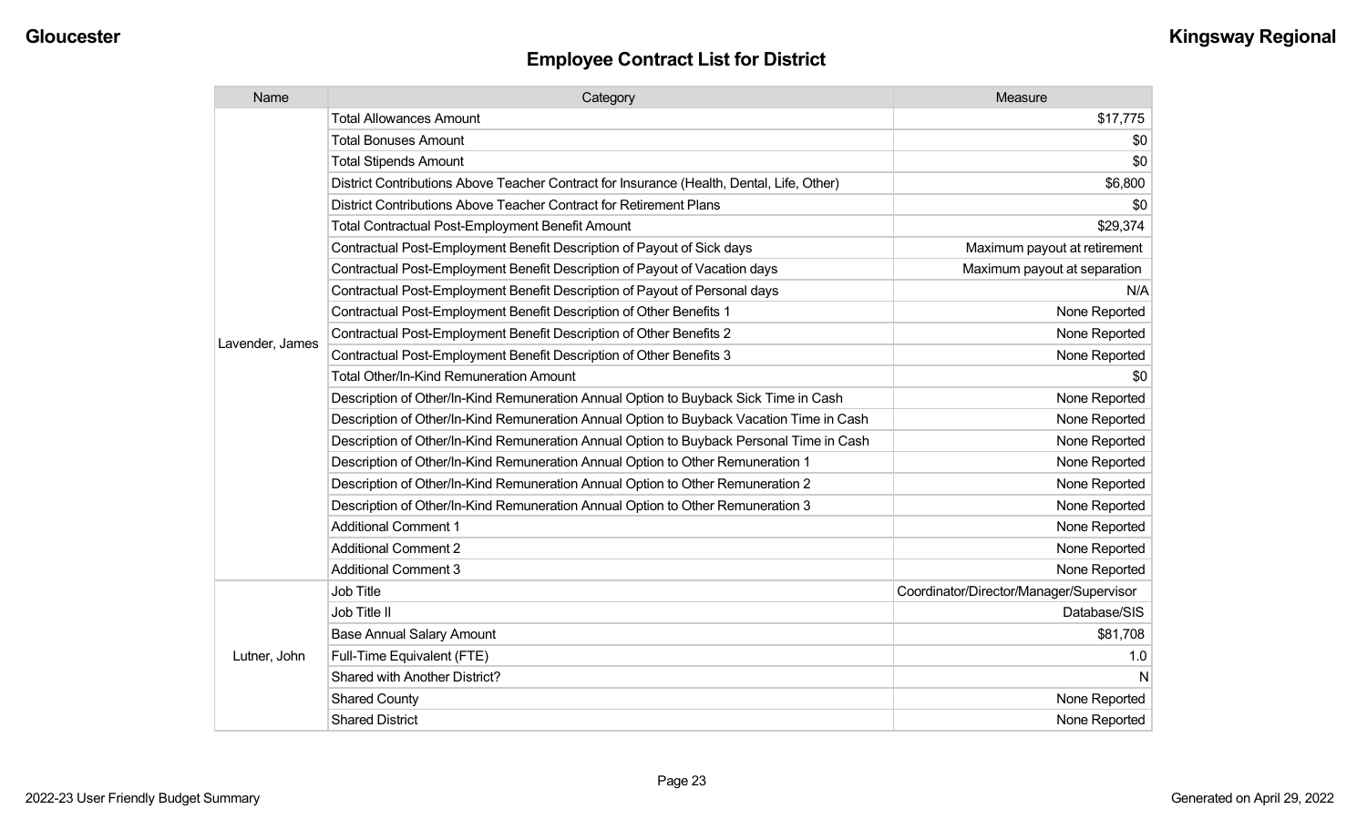## Employee Contract List for District

| Name | Category | Measure |
| --- | --- | --- |
| Lavender, James | Total Allowances Amount | $17,775 |
| | Total Bonuses Amount | $0 |
| | Total Stipends Amount | $0 |
| | District Contributions Above Teacher Contract for Insurance (Health, Dental, Life, Other) | $6,800 |
| | District Contributions Above Teacher Contract for Retirement Plans | $0 |
| | Total Contractual Post-Employment Benefit Amount | $29,374 |
| | Contractual Post-Employment Benefit Description of Payout of Sick days | Maximum payout at retirement |
| | Contractual Post-Employment Benefit Description of Payout of Vacation days | Maximum payout at separation |
| | Contractual Post-Employment Benefit Description of Payout of Personal days | N/A |
| | Contractual Post-Employment Benefit Description of Other Benefits 1 | None Reported |
| | Contractual Post-Employment Benefit Description of Other Benefits 2 | None Reported |
| | Contractual Post-Employment Benefit Description of Other Benefits 3 | None Reported |
| | Total Other/In-Kind Remuneration Amount | $0 |
| | Description of Other/In-Kind Remuneration Annual Option to Buyback Sick Time in Cash | None Reported |
| | Description of Other/In-Kind Remuneration Annual Option to Buyback Vacation Time in Cash | None Reported |
| | Description of Other/In-Kind Remuneration Annual Option to Buyback Personal Time in Cash | None Reported |
| | Description of Other/In-Kind Remuneration Annual Option to Other Remuneration 1 | None Reported |
| | Description of Other/In-Kind Remuneration Annual Option to Other Remuneration 2 | None Reported |
| | Description of Other/In-Kind Remuneration Annual Option to Other Remuneration 3 | None Reported |
| | Additional Comment 1 | None Reported |
| | Additional Comment 2 | None Reported |
| | Additional Comment 3 | None Reported |
| Lutner, John | Job Title | Coordinator/Director/Manager/Supervisor |
| | Job Title II | Database/SIS |
| | Base Annual Salary Amount | $81,708 |
| | Full-Time Equivalent (FTE) | 1.0 |
| | Shared with Another District? | N |
| | Shared County | None Reported |
| | Shared District | None Reported |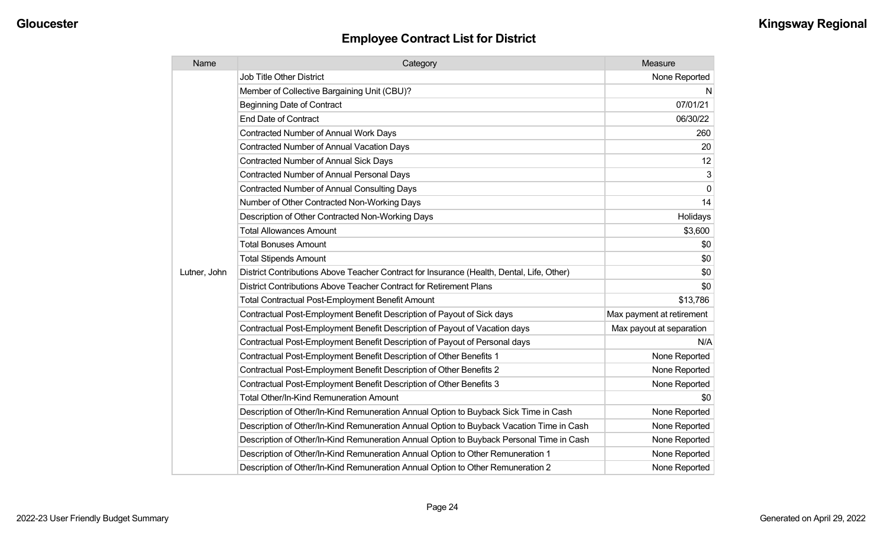## Employee Contract List for District

| Name | Category | Measure |
|---|---|---|
| Lutner, John | Job Title Other District | None Reported |
| | Member of Collective Bargaining Unit (CBU)? | N |
| | Beginning Date of Contract | 07/01/21 |
| | End Date of Contract | 06/30/22 |
| | Contracted Number of Annual Work Days | 260 |
| | Contracted Number of Annual Vacation Days | 20 |
| | Contracted Number of Annual Sick Days | 12 |
| | Contracted Number of Annual Personal Days | 3 |
| | Contracted Number of Annual Consulting Days | 0 |
| | Number of Other Contracted Non-Working Days | 14 |
| | Description of Other Contracted Non-Working Days | Holidays |
| | Total Allowances Amount | $3,600 |
| | Total Bonuses Amount | $0 |
| | Total Stipends Amount | $0 |
| | District Contributions Above Teacher Contract for Insurance (Health, Dental, Life, Other) | $0 |
| | District Contributions Above Teacher Contract for Retirement Plans | $0 |
| | Total Contractual Post-Employment Benefit Amount | $13,786 |
| | Contractual Post-Employment Benefit Description of Payout of Sick days | Max payment at retirement |
| | Contractual Post-Employment Benefit Description of Payout of Vacation days | Max payout at separation |
| | Contractual Post-Employment Benefit Description of Payout of Personal days | N/A |
| | Contractual Post-Employment Benefit Description of Other Benefits 1 | None Reported |
| | Contractual Post-Employment Benefit Description of Other Benefits 2 | None Reported |
| | Contractual Post-Employment Benefit Description of Other Benefits 3 | None Reported |
| | Total Other/In-Kind Remuneration Amount | $0 |
| | Description of Other/In-Kind Remuneration Annual Option to Buyback Sick Time in Cash | None Reported |
| | Description of Other/In-Kind Remuneration Annual Option to Buyback Vacation Time in Cash | None Reported |
| | Description of Other/In-Kind Remuneration Annual Option to Buyback Personal Time in Cash | None Reported |
| | Description of Other/In-Kind Remuneration Annual Option to Other Remuneration 1 | None Reported |
| | Description of Other/In-Kind Remuneration Annual Option to Other Remuneration 2 | None Reported |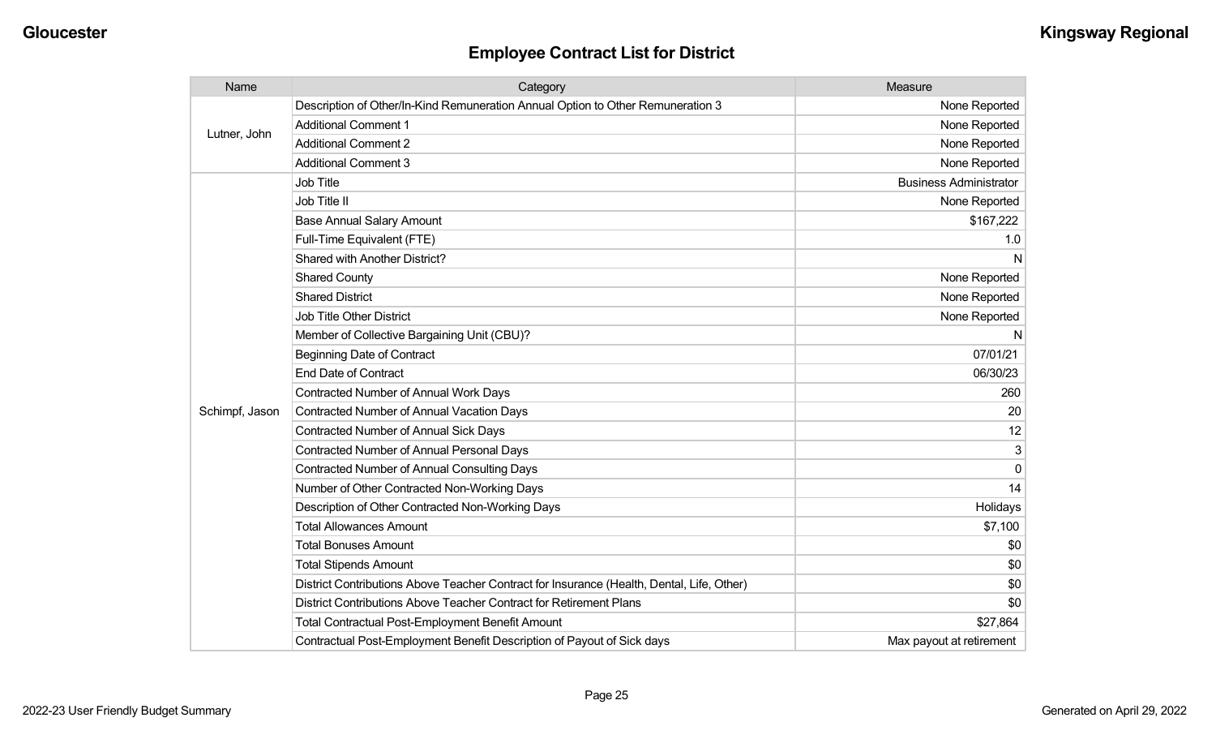## Employee Contract List for District

| Name | Category | Measure |
| --- | --- | --- |
| Lutner, John | Description of Other/In-Kind Remuneration Annual Option to Other Remuneration 3 | None Reported |
| | Additional Comment 1 | None Reported |
| | Additional Comment 2 | None Reported |
| | Additional Comment 3 | None Reported |
| Schimpf, Jason | Job Title | Business Administrator |
| | Job Title II | None Reported |
| | Base Annual Salary Amount | $167,222 |
| | Full-Time Equivalent (FTE) | 1.0 |
| | Shared with Another District? | N |
| | Shared County | None Reported |
| | Shared District | None Reported |
| | Job Title Other District | None Reported |
| | Member of Collective Bargaining Unit (CBU)? | N |
| | Beginning Date of Contract | 07/01/21 |
| | End Date of Contract | 06/30/23 |
| | Contracted Number of Annual Work Days | 260 |
| | Contracted Number of Annual Vacation Days | 20 |
| | Contracted Number of Annual Sick Days | 12 |
| | Contracted Number of Annual Personal Days | 3 |
| | Contracted Number of Annual Consulting Days | 0 |
| | Number of Other Contracted Non-Working Days | 14 |
| | Description of Other Contracted Non-Working Days | Holidays |
| | Total Allowances Amount | $7,100 |
| | Total Bonuses Amount | $0 |
| | Total Stipends Amount | $0 |
| | District Contributions Above Teacher Contract for Insurance (Health, Dental, Life, Other) | $0 |
| | District Contributions Above Teacher Contract for Retirement Plans | $0 |
| | Total Contractual Post-Employment Benefit Amount | $27,864 |
| | Contractual Post-Employment Benefit Description of Payout of Sick days | Max payout at retirement |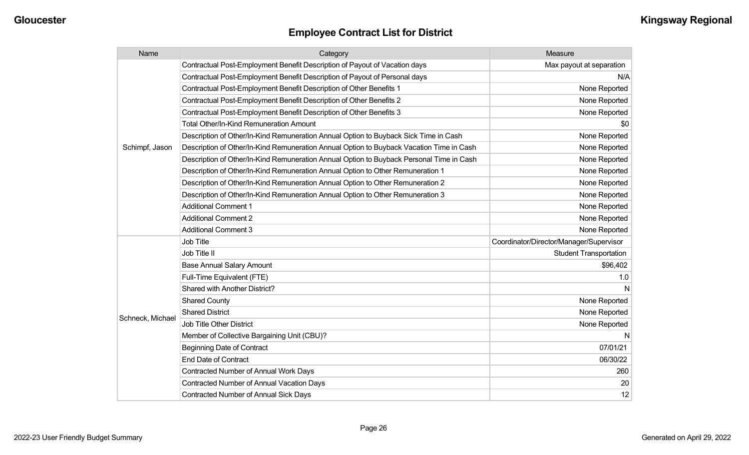## Employee Contract List for District

| Name | Category | Measure |
|---|---|---|
| Schimpf, Jason | Contractual Post-Employment Benefit Description of Payout of Vacation days | Max payout at separation |
| | Contractual Post-Employment Benefit Description of Payout of Personal days | N/A |
| | Contractual Post-Employment Benefit Description of Other Benefits 1 | None Reported |
| | Contractual Post-Employment Benefit Description of Other Benefits 2 | None Reported |
| | Contractual Post-Employment Benefit Description of Other Benefits 3 | None Reported |
| | Total Other/In-Kind Remuneration Amount | $0 |
| | Description of Other/In-Kind Remuneration Annual Option to Buyback Sick Time in Cash | None Reported |
| | Description of Other/In-Kind Remuneration Annual Option to Buyback Vacation Time in Cash | None Reported |
| | Description of Other/In-Kind Remuneration Annual Option to Buyback Personal Time in Cash | None Reported |
| | Description of Other/In-Kind Remuneration Annual Option to Other Remuneration 1 | None Reported |
| | Description of Other/In-Kind Remuneration Annual Option to Other Remuneration 2 | None Reported |
| | Description of Other/In-Kind Remuneration Annual Option to Other Remuneration 3 | None Reported |
| | Additional Comment 1 | None Reported |
| | Additional Comment 2 | None Reported |
| | Additional Comment 3 | None Reported |
| Schneck, Michael | Job Title | Coordinator/Director/Manager/Supervisor |
| | Job Title II | Student Transportation |
| | Base Annual Salary Amount | $96,402 |
| | Full-Time Equivalent (FTE) | 1.0 |
| | Shared with Another District? | N |
| | Shared County | None Reported |
| | Shared District | None Reported |
| | Job Title Other District | None Reported |
| | Member of Collective Bargaining Unit (CBU)? | N |
| | Beginning Date of Contract | 07/01/21 |
| | End Date of Contract | 06/30/22 |
| | Contracted Number of Annual Work Days | 260 |
| | Contracted Number of Annual Vacation Days | 20 |
| | Contracted Number of Annual Sick Days | 12 |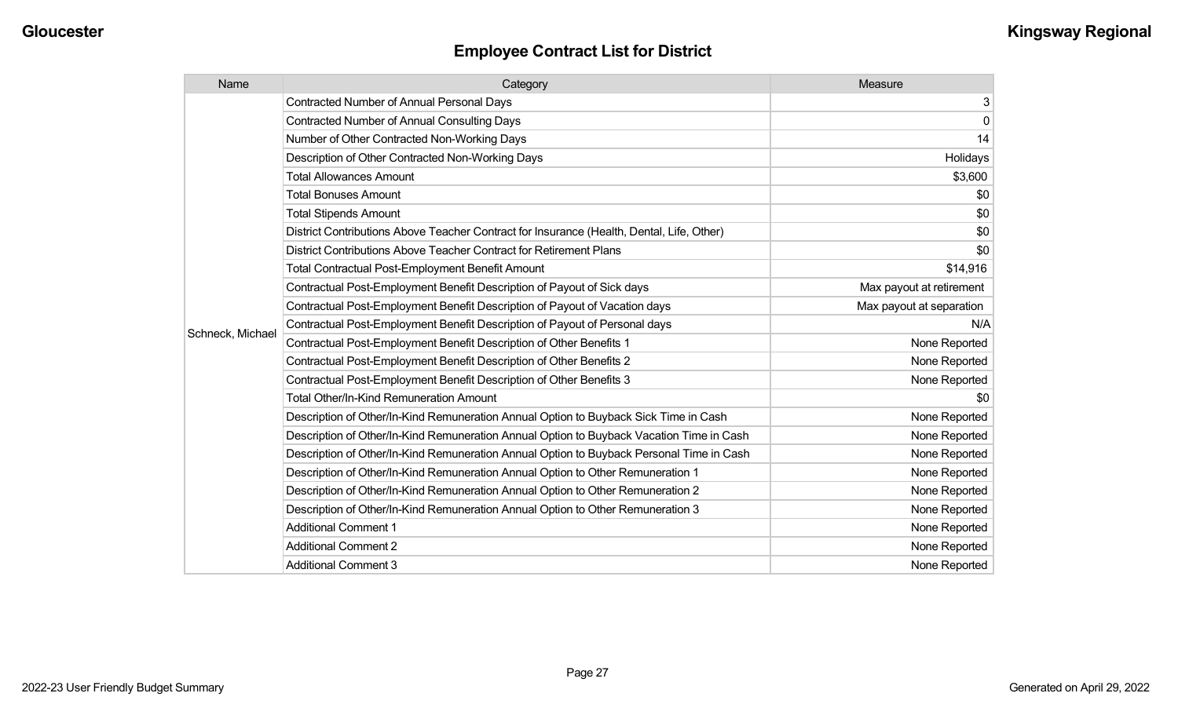## Employee Contract List for District

| Name | Category | Measure |
| --- | --- | --- |
| Schneck, Michael | Contracted Number of Annual Personal Days | 3 |
| | Contracted Number of Annual Consulting Days | 0 |
| | Number of Other Contracted Non-Working Days | 14 |
| | Description of Other Contracted Non-Working Days | Holidays |
| | Total Allowances Amount | $3,600 |
| | Total Bonuses Amount | $0 |
| | Total Stipends Amount | $0 |
| | District Contributions Above Teacher Contract for Insurance (Health, Dental, Life, Other) | $0 |
| | District Contributions Above Teacher Contract for Retirement Plans | $0 |
| | Total Contractual Post-Employment Benefit Amount | $14,916 |
| | Contractual Post-Employment Benefit Description of Payout of Sick days | Max payout at retirement |
| | Contractual Post-Employment Benefit Description of Payout of Vacation days | Max payout at separation |
| | Contractual Post-Employment Benefit Description of Payout of Personal days | N/A |
| | Contractual Post-Employment Benefit Description of Other Benefits 1 | None Reported |
| | Contractual Post-Employment Benefit Description of Other Benefits 2 | None Reported |
| | Contractual Post-Employment Benefit Description of Other Benefits 3 | None Reported |
| | Total Other/In-Kind Remuneration Amount | $0 |
| | Description of Other/In-Kind Remuneration Annual Option to Buyback Sick Time in Cash | None Reported |
| | Description of Other/In-Kind Remuneration Annual Option to Buyback Vacation Time in Cash | None Reported |
| | Description of Other/In-Kind Remuneration Annual Option to Buyback Personal Time in Cash | None Reported |
| | Description of Other/In-Kind Remuneration Annual Option to Other Remuneration 1 | None Reported |
| | Description of Other/In-Kind Remuneration Annual Option to Other Remuneration 2 | None Reported |
| | Description of Other/In-Kind Remuneration Annual Option to Other Remuneration 3 | None Reported |
| | Additional Comment 1 | None Reported |
| | Additional Comment 2 | None Reported |
| | Additional Comment 3 | None Reported |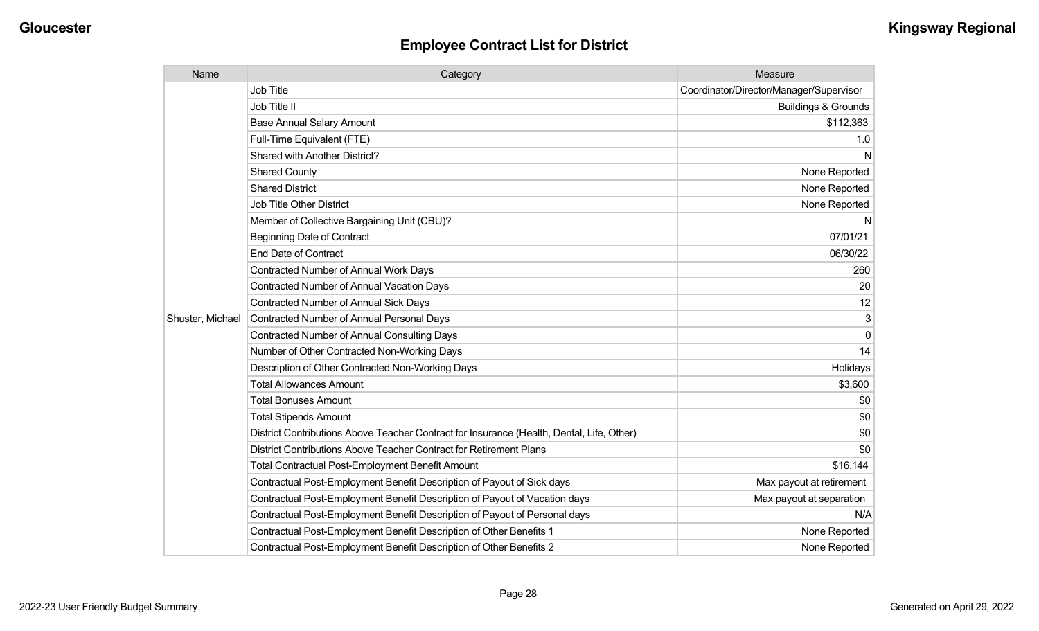## Employee Contract List for District

| Name | Category | Measure |
|---|---|---|
| Shuster, Michael | Job Title | Coordinator/Director/Manager/Supervisor |
| | Job Title II | Buildings & Grounds |
| | Base Annual Salary Amount | $112,363 |
| | Full-Time Equivalent (FTE) | 1.0 |
| | Shared with Another District? | N |
| | Shared County | None Reported |
| | Shared District | None Reported |
| | Job Title Other District | None Reported |
| | Member of Collective Bargaining Unit (CBU)? | N |
| | Beginning Date of Contract | 07/01/21 |
| | End Date of Contract | 06/30/22 |
| | Contracted Number of Annual Work Days | 260 |
| | Contracted Number of Annual Vacation Days | 20 |
| | Contracted Number of Annual Sick Days | 12 |
| | Contracted Number of Annual Personal Days | 3 |
| | Contracted Number of Annual Consulting Days | 0 |
| | Number of Other Contracted Non-Working Days | 14 |
| | Description of Other Contracted Non-Working Days | Holidays |
| | Total Allowances Amount | $3,600 |
| | Total Bonuses Amount | $0 |
| | Total Stipends Amount | $0 |
| | District Contributions Above Teacher Contract for Insurance (Health, Dental, Life, Other) | $0 |
| | District Contributions Above Teacher Contract for Retirement Plans | $0 |
| | Total Contractual Post-Employment Benefit Amount | $16,144 |
| | Contractual Post-Employment Benefit Description of Payout of Sick days | Max payout at retirement |
| | Contractual Post-Employment Benefit Description of Payout of Vacation days | Max payout at separation |
| | Contractual Post-Employment Benefit Description of Payout of Personal days | N/A |
| | Contractual Post-Employment Benefit Description of Other Benefits 1 | None Reported |
| | Contractual Post-Employment Benefit Description of Other Benefits 2 | None Reported |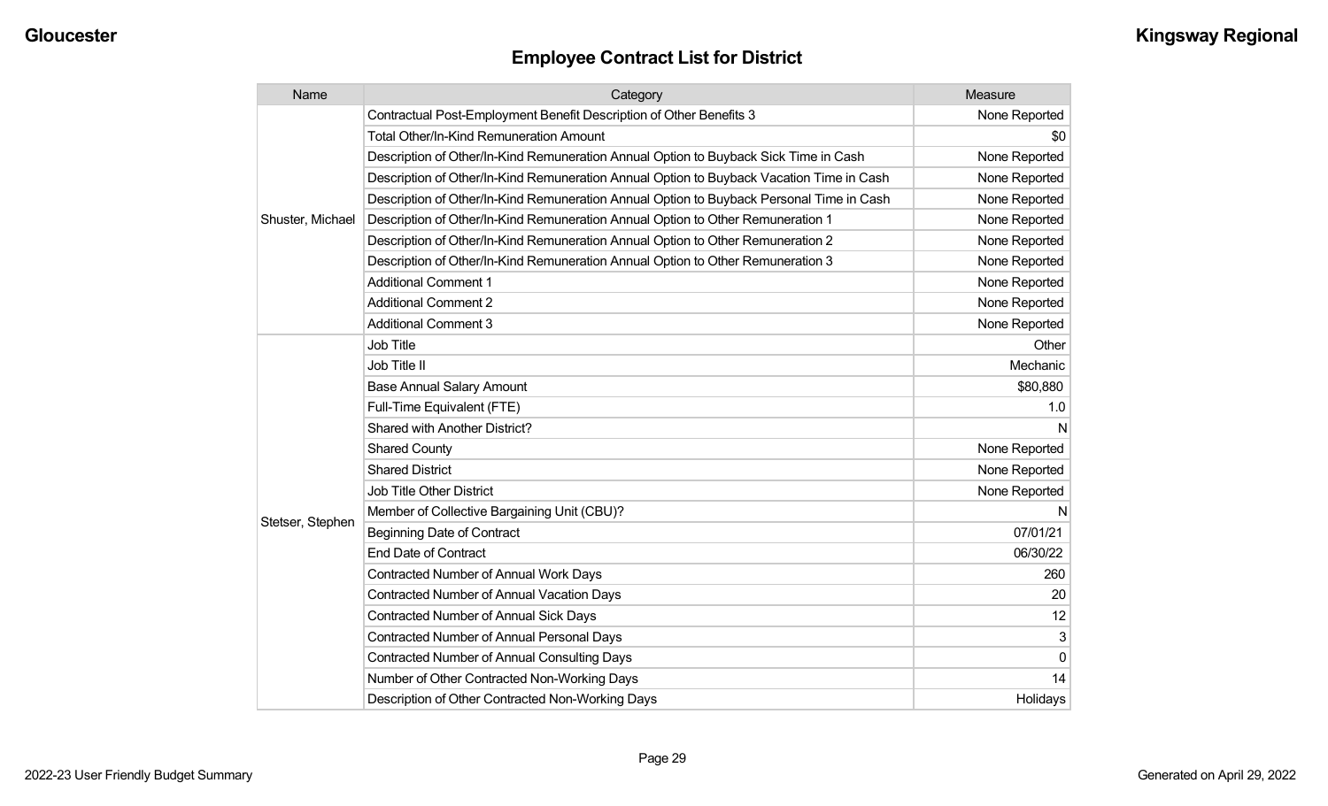## Employee Contract List for District

| Name | Category | Measure |
|---|---|---|
| Shuster, Michael | Contractual Post-Employment Benefit Description of Other Benefits 3 | None Reported |
| | Total Other/In-Kind Remuneration Amount | $0 |
| | Description of Other/In-Kind Remuneration Annual Option to Buyback Sick Time in Cash | None Reported |
| | Description of Other/In-Kind Remuneration Annual Option to Buyback Vacation Time in Cash | None Reported |
| | Description of Other/In-Kind Remuneration Annual Option to Buyback Personal Time in Cash | None Reported |
| | Description of Other/In-Kind Remuneration Annual Option to Other Remuneration 1 | None Reported |
| | Description of Other/In-Kind Remuneration Annual Option to Other Remuneration 2 | None Reported |
| | Description of Other/In-Kind Remuneration Annual Option to Other Remuneration 3 | None Reported |
| | Additional Comment 1 | None Reported |
| | Additional Comment 2 | None Reported |
| | Additional Comment 3 | None Reported |
| Stetser, Stephen | Job Title | Other |
| | Job Title II | Mechanic |
| | Base Annual Salary Amount | $80,880 |
| | Full-Time Equivalent (FTE) | 1.0 |
| | Shared with Another District? | N |
| | Shared County | None Reported |
| | Shared District | None Reported |
| | Job Title Other District | None Reported |
| | Member of Collective Bargaining Unit (CBU)? | N |
| | Beginning Date of Contract | 07/01/21 |
| | End Date of Contract | 06/30/22 |
| | Contracted Number of Annual Work Days | 260 |
| | Contracted Number of Annual Vacation Days | 20 |
| | Contracted Number of Annual Sick Days | 12 |
| | Contracted Number of Annual Personal Days | 3 |
| | Contracted Number of Annual Consulting Days | 0 |
| | Number of Other Contracted Non-Working Days | 14 |
| | Description of Other Contracted Non-Working Days | Holidays |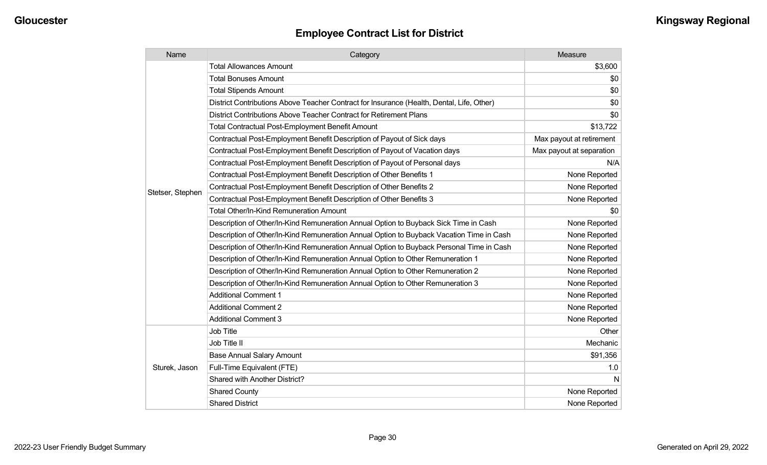## Employee Contract List for District

| Name | Category | Measure |
|---|---|---|
| Stetser, Stephen | Total Allowances Amount | $3,600 |
| | Total Bonuses Amount | $0 |
| | Total Stipends Amount | $0 |
| | District Contributions Above Teacher Contract for Insurance (Health, Dental, Life, Other) | $0 |
| | District Contributions Above Teacher Contract for Retirement Plans | $0 |
| | Total Contractual Post-Employment Benefit Amount | $13,722 |
| | Contractual Post-Employment Benefit Description of Payout of Sick days | Max payout at retirement |
| | Contractual Post-Employment Benefit Description of Payout of Vacation days | Max payout at separation |
| | Contractual Post-Employment Benefit Description of Payout of Personal days | N/A |
| | Contractual Post-Employment Benefit Description of Other Benefits 1 | None Reported |
| | Contractual Post-Employment Benefit Description of Other Benefits 2 | None Reported |
| | Contractual Post-Employment Benefit Description of Other Benefits 3 | None Reported |
| | Total Other/In-Kind Remuneration Amount | $0 |
| | Description of Other/In-Kind Remuneration Annual Option to Buyback Sick Time in Cash | None Reported |
| | Description of Other/In-Kind Remuneration Annual Option to Buyback Vacation Time in Cash | None Reported |
| | Description of Other/In-Kind Remuneration Annual Option to Buyback Personal Time in Cash | None Reported |
| | Description of Other/In-Kind Remuneration Annual Option to Other Remuneration 1 | None Reported |
| | Description of Other/In-Kind Remuneration Annual Option to Other Remuneration 2 | None Reported |
| | Description of Other/In-Kind Remuneration Annual Option to Other Remuneration 3 | None Reported |
| | Additional Comment 1 | None Reported |
| | Additional Comment 2 | None Reported |
| | Additional Comment 3 | None Reported |
| Sturek, Jason | Job Title | Other |
| | Job Title II | Mechanic |
| | Base Annual Salary Amount | $91,356 |
| | Full-Time Equivalent (FTE) | 1.0 |
| | Shared with Another District? | N |
| | Shared County | None Reported |
| | Shared District | None Reported |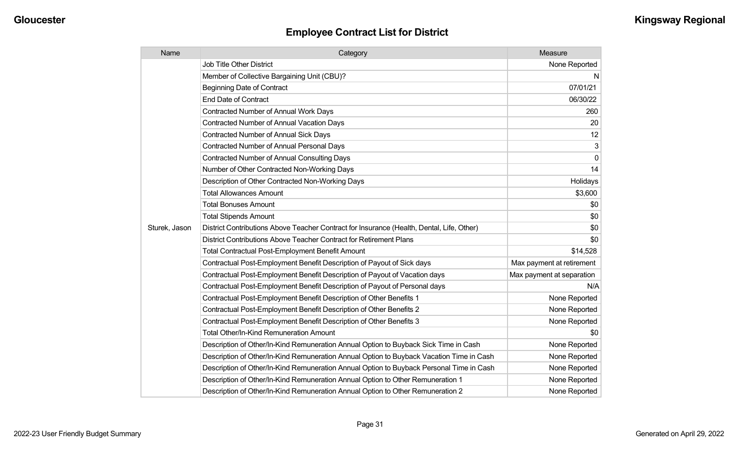# Employee Contract List for District

| Name | Category | Measure |
|---|---|---|
| Sturek, Jason | Job Title Other District | None Reported |
| | Member of Collective Bargaining Unit (CBU)? | N |
| | Beginning Date of Contract | 07/01/21 |
| | End Date of Contract | 06/30/22 |
| | Contracted Number of Annual Work Days | 260 |
| | Contracted Number of Annual Vacation Days | 20 |
| | Contracted Number of Annual Sick Days | 12 |
| | Contracted Number of Annual Personal Days | 3 |
| | Contracted Number of Annual Consulting Days | 0 |
| | Number of Other Contracted Non-Working Days | 14 |
| | Description of Other Contracted Non-Working Days | Holidays |
| | Total Allowances Amount | $3,600 |
| | Total Bonuses Amount | $0 |
| | Total Stipends Amount | $0 |
| | District Contributions Above Teacher Contract for Insurance (Health, Dental, Life, Other) | $0 |
| | District Contributions Above Teacher Contract for Retirement Plans | $0 |
| | Total Contractual Post-Employment Benefit Amount | $14,528 |
| | Contractual Post-Employment Benefit Description of Payout of Sick days | Max payment at retirement |
| | Contractual Post-Employment Benefit Description of Payout of Vacation days | Max payment at separation |
| | Contractual Post-Employment Benefit Description of Payout of Personal days | N/A |
| | Contractual Post-Employment Benefit Description of Other Benefits 1 | None Reported |
| | Contractual Post-Employment Benefit Description of Other Benefits 2 | None Reported |
| | Contractual Post-Employment Benefit Description of Other Benefits 3 | None Reported |
| | Total Other/In-Kind Remuneration Amount | $0 |
| | Description of Other/In-Kind Remuneration Annual Option to Buyback Sick Time in Cash | None Reported |
| | Description of Other/In-Kind Remuneration Annual Option to Buyback Vacation Time in Cash | None Reported |
| | Description of Other/In-Kind Remuneration Annual Option to Buyback Personal Time in Cash | None Reported |
| | Description of Other/In-Kind Remuneration Annual Option to Other Remuneration 1 | None Reported |
| | Description of Other/In-Kind Remuneration Annual Option to Other Remuneration 2 | None Reported |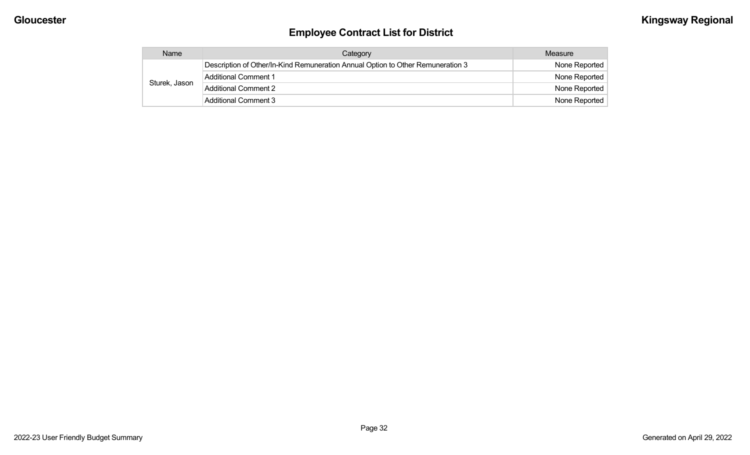## Employee Contract List for District

| Name | Category | Measure |
| --- | --- | --- |
| Sturek, Jason | Description of Other/In-Kind Remuneration Annual Option to Other Remuneration 3 | None Reported |
| | Additional Comment 1 | None Reported |
| | Additional Comment 2 | None Reported |
| | Additional Comment 3 | None Reported |